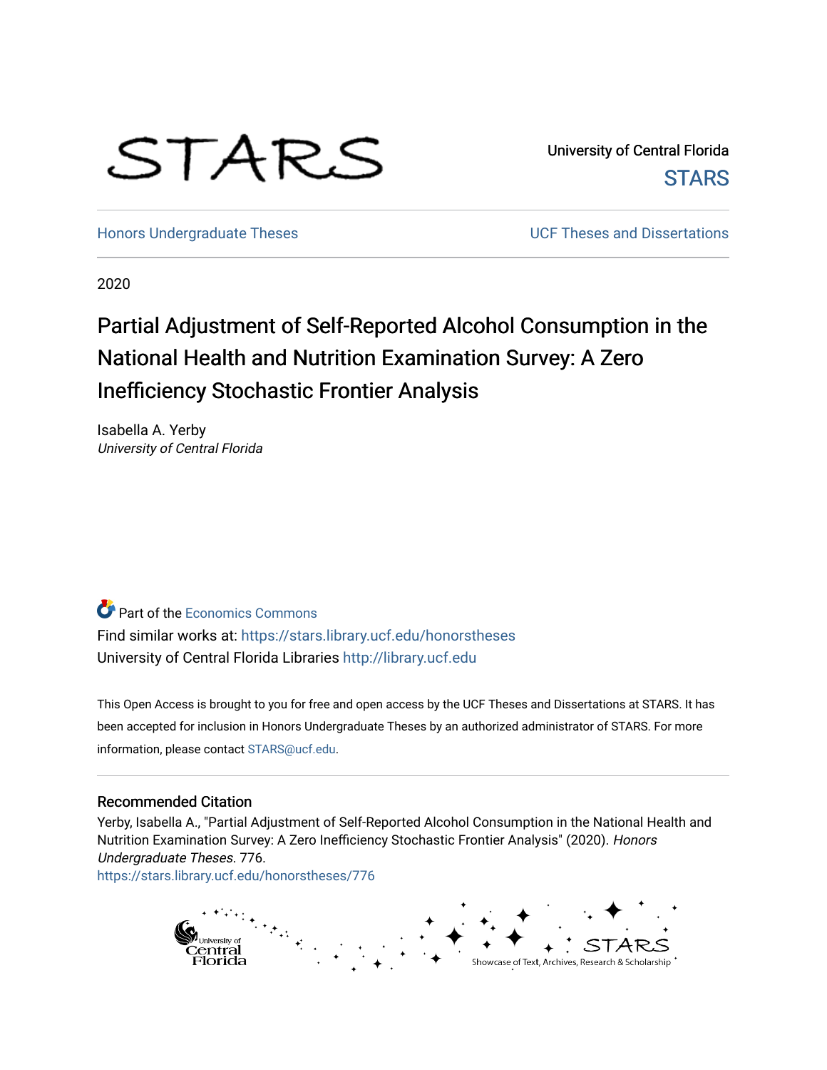STARS

University of Central Florida
STARS

Honors Undergraduate Theses

UCF Theses and Dissertations

2020

# Partial Adjustment of Self-Reported Alcohol Consumption in the National Health and Nutrition Examination Survey: A Zero Inefficiency Stochastic Frontier Analysis

Isabella A. Yerby
*University of Central Florida*

Part of the Economics Commons

Find similar works at: https://stars.library.ucf.edu/honorstheses

University of Central Florida Libraries http://library.ucf.edu

This Open Access is brought to you for free and open access by the UCF Theses and Dissertations at STARS. It has been accepted for inclusion in Honors Undergraduate Theses by an authorized administrator of STARS. For more information, please contact STARS@ucf.edu.

## Recommended Citation

Yerby, Isabella A., "Partial Adjustment of Self-Reported Alcohol Consumption in the National Health and Nutrition Examination Survey: A Zero Inefficiency Stochastic Frontier Analysis" (2020). *Honors Undergraduate Theses*. 776.
https://stars.library.ucf.edu/honorstheses/776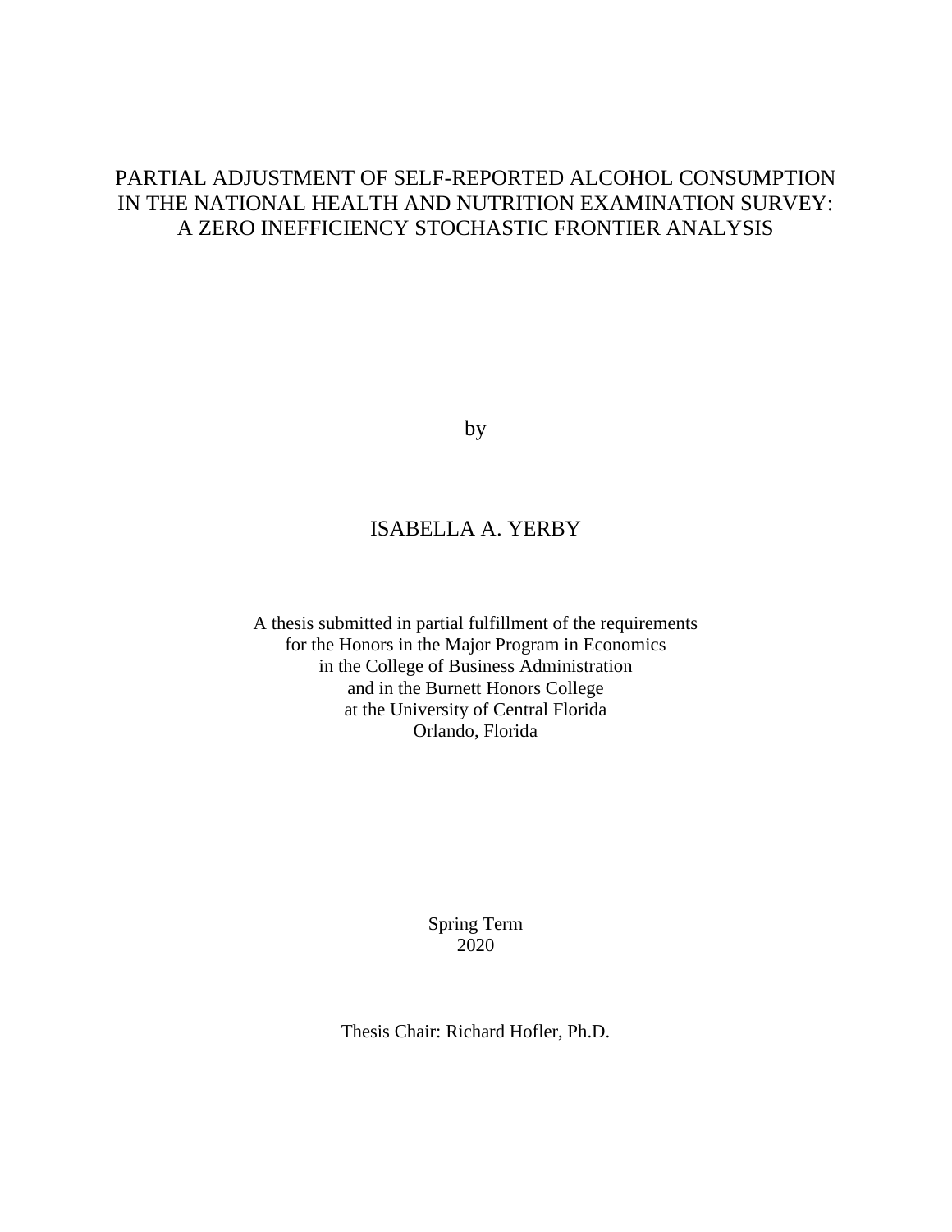# PARTIAL ADJUSTMENT OF SELF-REPORTED ALCOHOL CONSUMPTION IN THE NATIONAL HEALTH AND NUTRITION EXAMINATION SURVEY: A ZERO INEFFICIENCY STOCHASTIC FRONTIER ANALYSIS

by

ISABELLA A. YERBY

A thesis submitted in partial fulfillment of the requirements
for the Honors in the Major Program in Economics
in the College of Business Administration
and in the Burnett Honors College
at the University of Central Florida
Orlando, Florida

Spring Term
2020

Thesis Chair: Richard Hofler, Ph.D.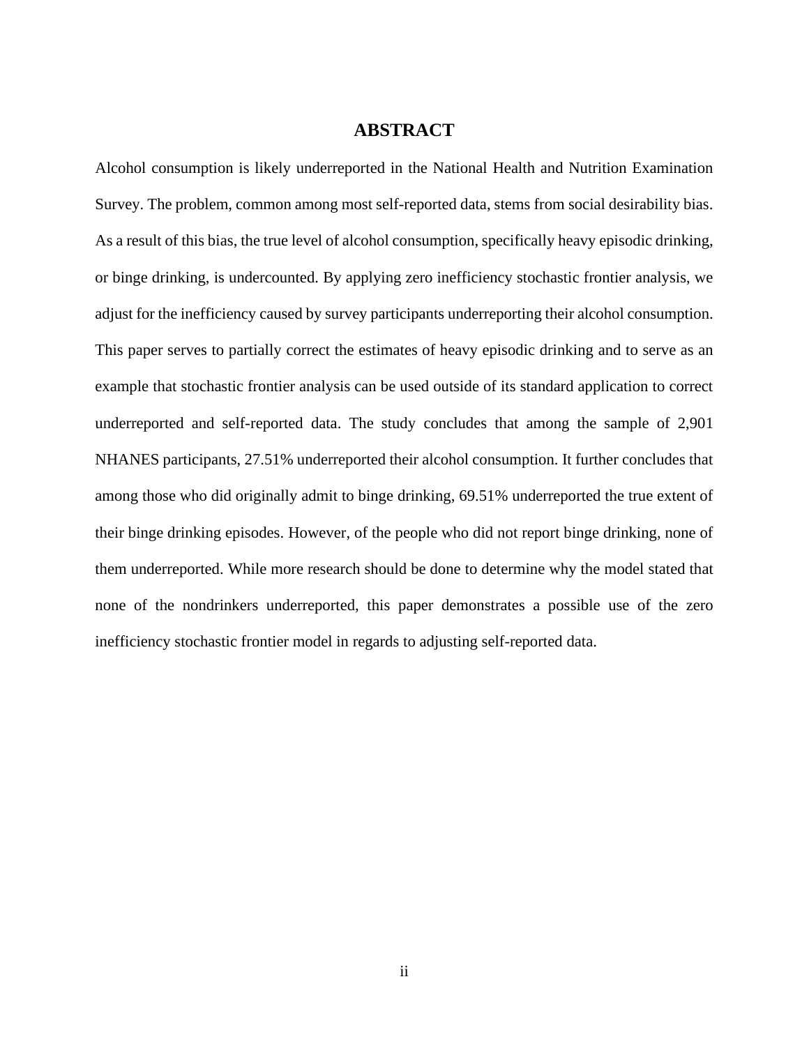# ABSTRACT

Alcohol consumption is likely underreported in the National Health and Nutrition Examination Survey. The problem, common among most self-reported data, stems from social desirability bias. As a result of this bias, the true level of alcohol consumption, specifically heavy episodic drinking, or binge drinking, is undercounted. By applying zero inefficiency stochastic frontier analysis, we adjust for the inefficiency caused by survey participants underreporting their alcohol consumption. This paper serves to partially correct the estimates of heavy episodic drinking and to serve as an example that stochastic frontier analysis can be used outside of its standard application to correct underreported and self-reported data. The study concludes that among the sample of 2,901 NHANES participants, 27.51% underreported their alcohol consumption. It further concludes that among those who did originally admit to binge drinking, 69.51% underreported the true extent of their binge drinking episodes. However, of the people who did not report binge drinking, none of them underreported. While more research should be done to determine why the model stated that none of the nondrinkers underreported, this paper demonstrates a possible use of the zero inefficiency stochastic frontier model in regards to adjusting self-reported data.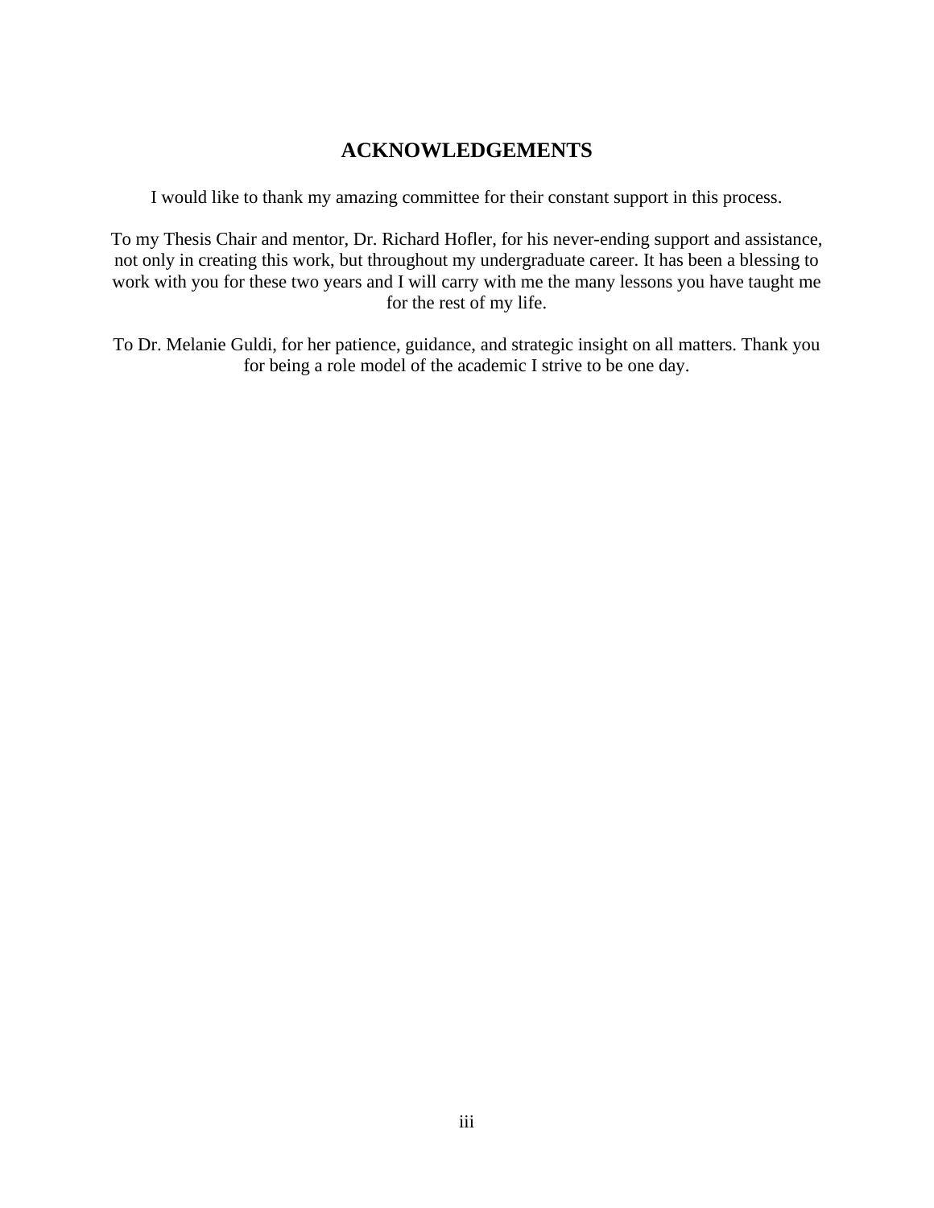## ACKNOWLEDGEMENTS

I would like to thank my amazing committee for their constant support in this process.

To my Thesis Chair and mentor, Dr. Richard Hofler, for his never-ending support and assistance, not only in creating this work, but throughout my undergraduate career. It has been a blessing to work with you for these two years and I will carry with me the many lessons you have taught me for the rest of my life.

To Dr. Melanie Guldi, for her patience, guidance, and strategic insight on all matters. Thank you for being a role model of the academic I strive to be one day.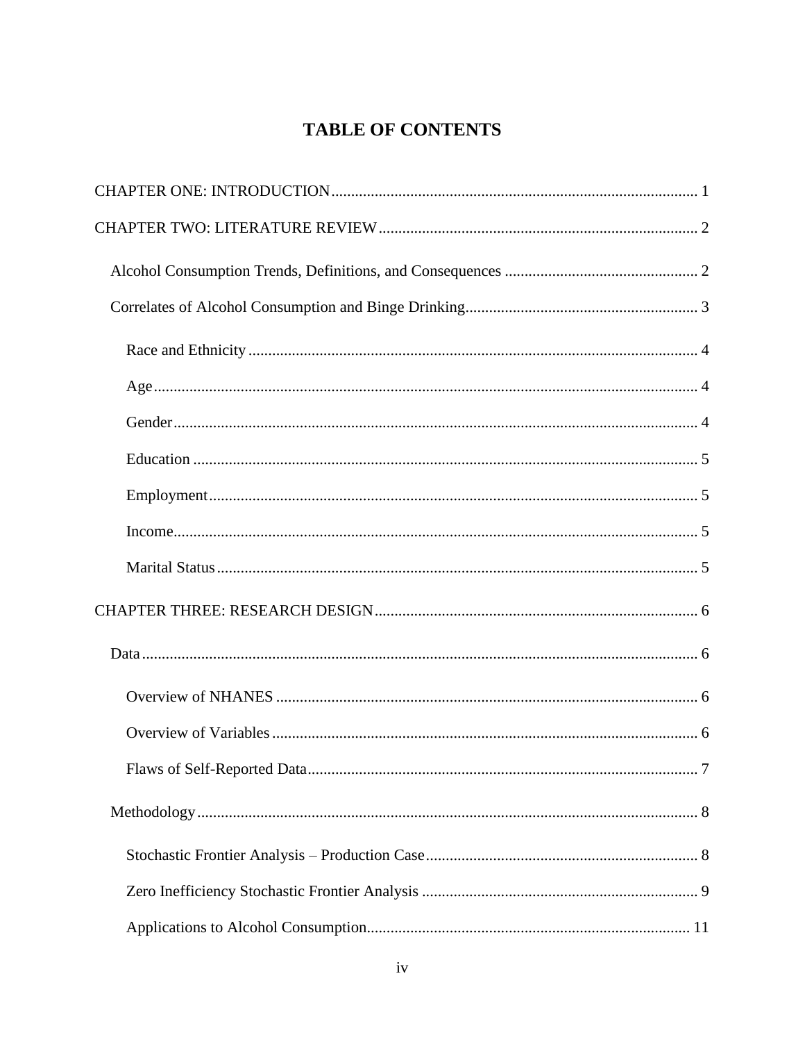# TABLE OF CONTENTS

CHAPTER ONE: INTRODUCTION ........................................................................................... 1

CHAPTER TWO: LITERATURE REVIEW ................................................................................ 2

- Alcohol Consumption Trends, Definitions, and Consequences ................................................ 2
- Correlates of Alcohol Consumption and Binge Drinking .......................................................... 3
  - Race and Ethnicity ................................................................................................................ 4
  - Age ........................................................................................................................................ 4
  - Gender ................................................................................................................................... 4
  - Education .............................................................................................................................. 5
  - Employment .......................................................................................................................... 5
  - Income ................................................................................................................................... 5
  - Marital Status ........................................................................................................................ 5

CHAPTER THREE: RESEARCH DESIGN ................................................................................ 6

- Data ........................................................................................................................................... 6
  - Overview of NHANES .......................................................................................................... 6
  - Overview of Variables ........................................................................................................... 6
  - Flaws of Self-Reported Data .................................................................................................. 7
- Methodology ............................................................................................................................. 8
  - Stochastic Frontier Analysis – Production Case .................................................................... 8
  - Zero Inefficiency Stochastic Frontier Analysis ...................................................................... 9
  - Applications to Alcohol Consumption ................................................................................. 11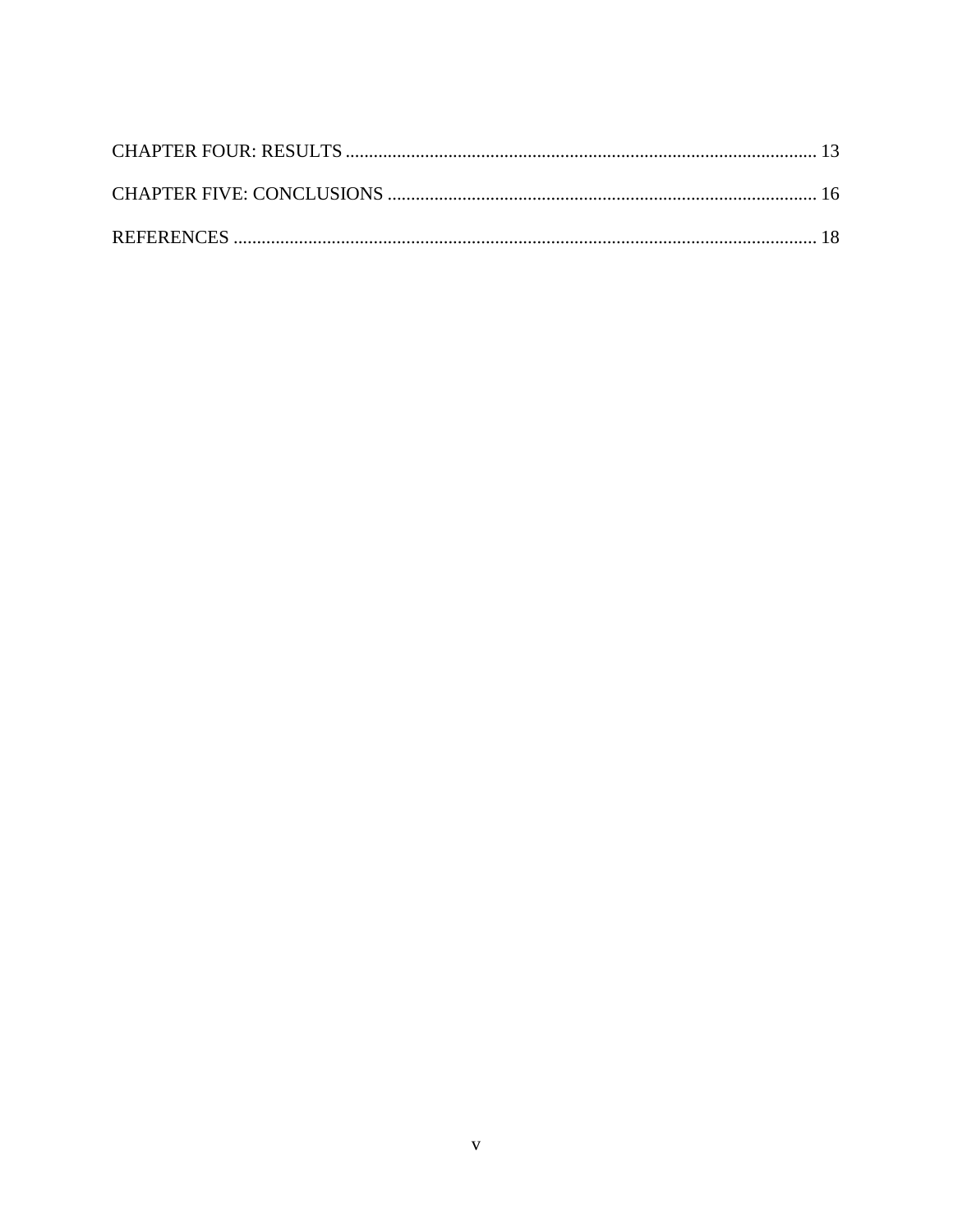CHAPTER FOUR: RESULTS ..................................................................................................... 13

CHAPTER FIVE: CONCLUSIONS ............................................................................................ 16

REFERENCES ............................................................................................................................ 18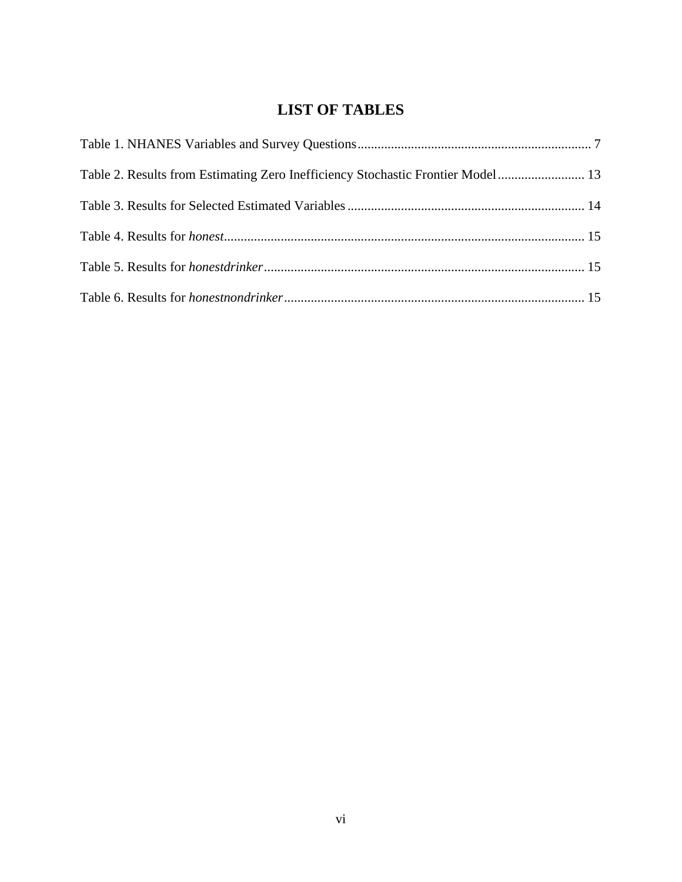# LIST OF TABLES

Table 1. NHANES Variables and Survey Questions ........................................................................ 7

Table 2. Results from Estimating Zero Inefficiency Stochastic Frontier Model .......................... 13

Table 3. Results for Selected Estimated Variables ....................................................................... 14

Table 4. Results for *honest* ........................................................................................................... 15

Table 5. Results for *honestdrinker* ................................................................................................ 15

Table 6. Results for *honestnondrinker* .......................................................................................... 15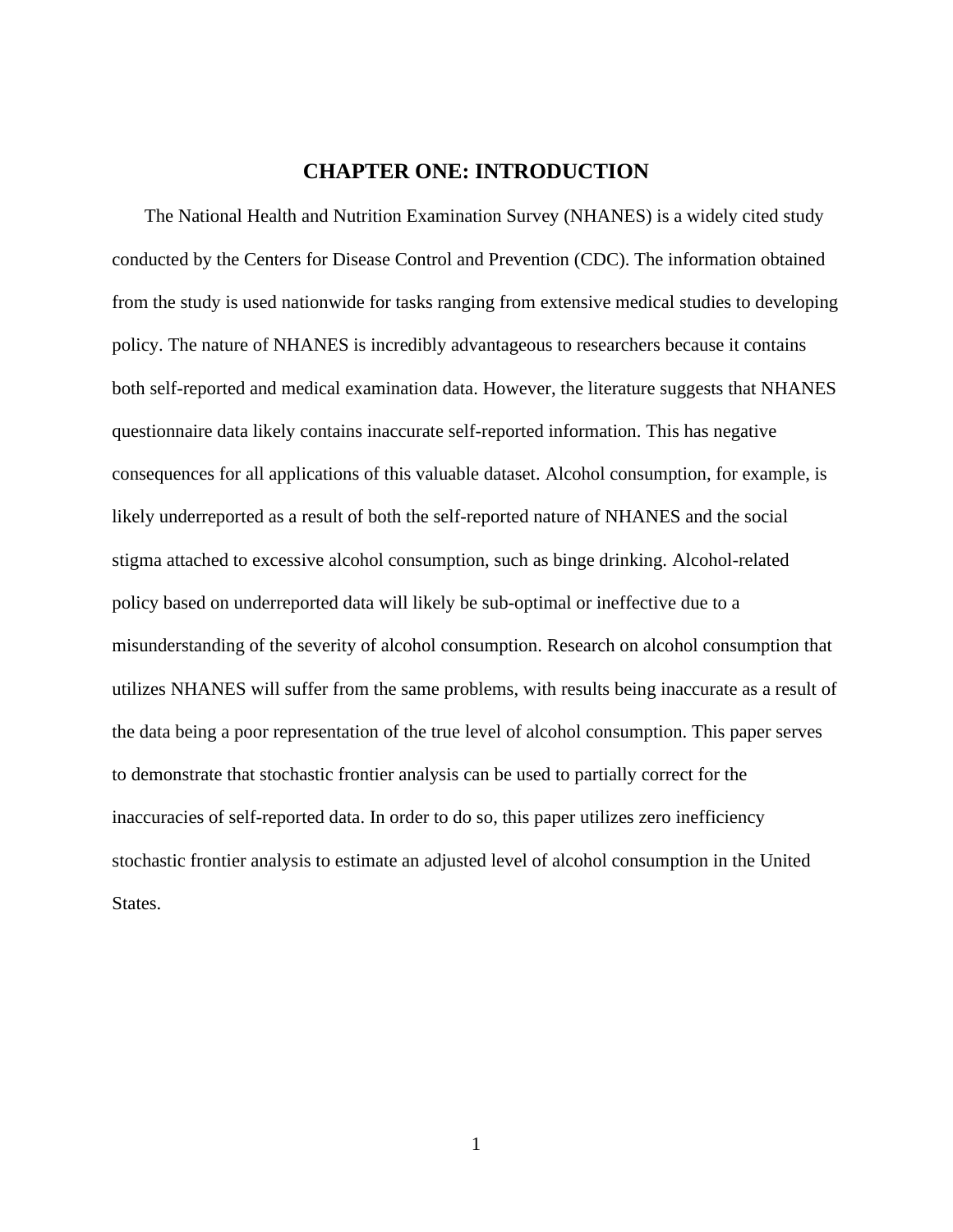# CHAPTER ONE: INTRODUCTION

The National Health and Nutrition Examination Survey (NHANES) is a widely cited study conducted by the Centers for Disease Control and Prevention (CDC). The information obtained from the study is used nationwide for tasks ranging from extensive medical studies to developing policy. The nature of NHANES is incredibly advantageous to researchers because it contains both self-reported and medical examination data. However, the literature suggests that NHANES questionnaire data likely contains inaccurate self-reported information. This has negative consequences for all applications of this valuable dataset. Alcohol consumption, for example, is likely underreported as a result of both the self-reported nature of NHANES and the social stigma attached to excessive alcohol consumption, such as binge drinking. Alcohol-related policy based on underreported data will likely be sub-optimal or ineffective due to a misunderstanding of the severity of alcohol consumption. Research on alcohol consumption that utilizes NHANES will suffer from the same problems, with results being inaccurate as a result of the data being a poor representation of the true level of alcohol consumption. This paper serves to demonstrate that stochastic frontier analysis can be used to partially correct for the inaccuracies of self-reported data. In order to do so, this paper utilizes zero inefficiency stochastic frontier analysis to estimate an adjusted level of alcohol consumption in the United States.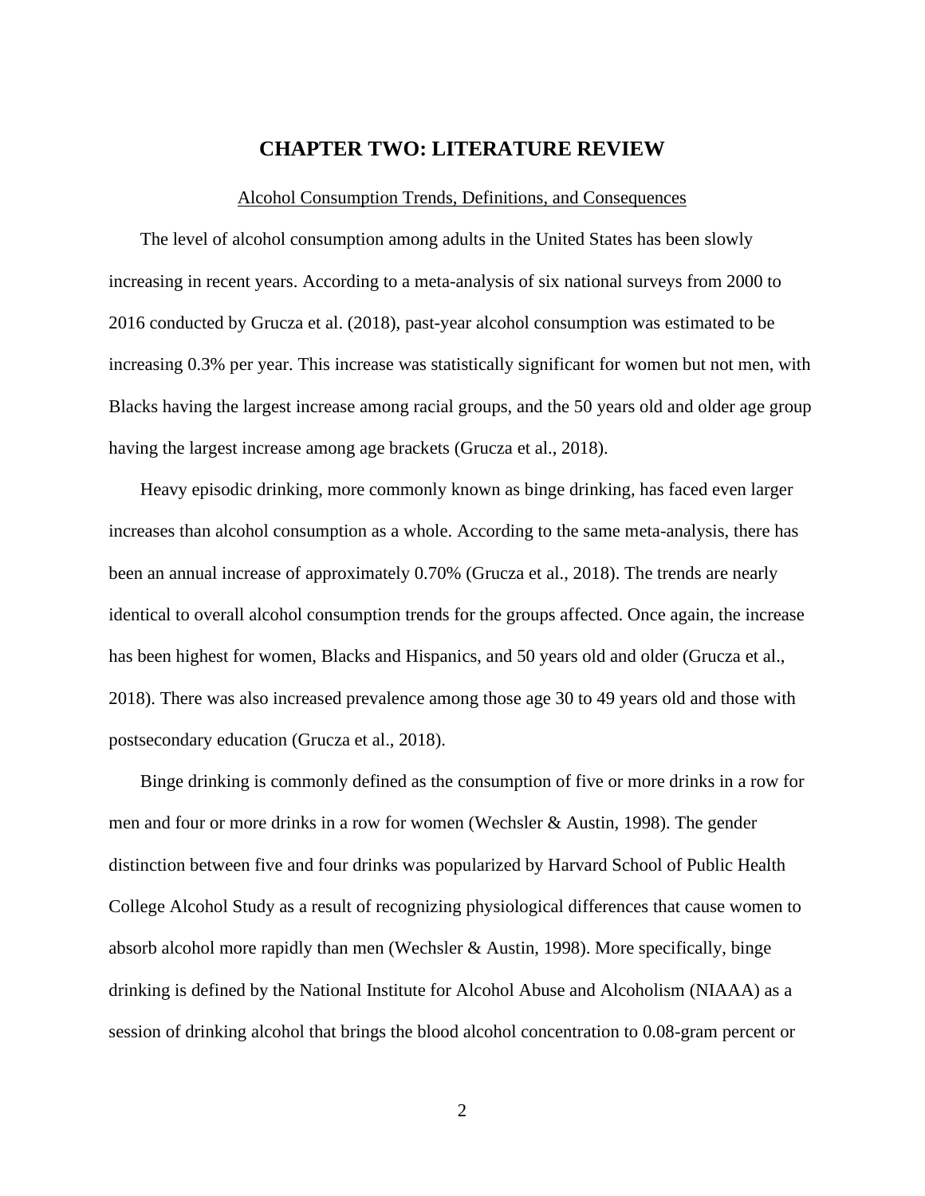# CHAPTER TWO: LITERATURE REVIEW

## Alcohol Consumption Trends, Definitions, and Consequences

The level of alcohol consumption among adults in the United States has been slowly increasing in recent years. According to a meta-analysis of six national surveys from 2000 to 2016 conducted by Grucza et al. (2018), past-year alcohol consumption was estimated to be increasing 0.3% per year. This increase was statistically significant for women but not men, with Blacks having the largest increase among racial groups, and the 50 years old and older age group having the largest increase among age brackets (Grucza et al., 2018).

Heavy episodic drinking, more commonly known as binge drinking, has faced even larger increases than alcohol consumption as a whole. According to the same meta-analysis, there has been an annual increase of approximately 0.70% (Grucza et al., 2018). The trends are nearly identical to overall alcohol consumption trends for the groups affected. Once again, the increase has been highest for women, Blacks and Hispanics, and 50 years old and older (Grucza et al., 2018). There was also increased prevalence among those age 30 to 49 years old and those with postsecondary education (Grucza et al., 2018).

Binge drinking is commonly defined as the consumption of five or more drinks in a row for men and four or more drinks in a row for women (Wechsler & Austin, 1998). The gender distinction between five and four drinks was popularized by Harvard School of Public Health College Alcohol Study as a result of recognizing physiological differences that cause women to absorb alcohol more rapidly than men (Wechsler & Austin, 1998). More specifically, binge drinking is defined by the National Institute for Alcohol Abuse and Alcoholism (NIAAA) as a session of drinking alcohol that brings the blood alcohol concentration to 0.08-gram percent or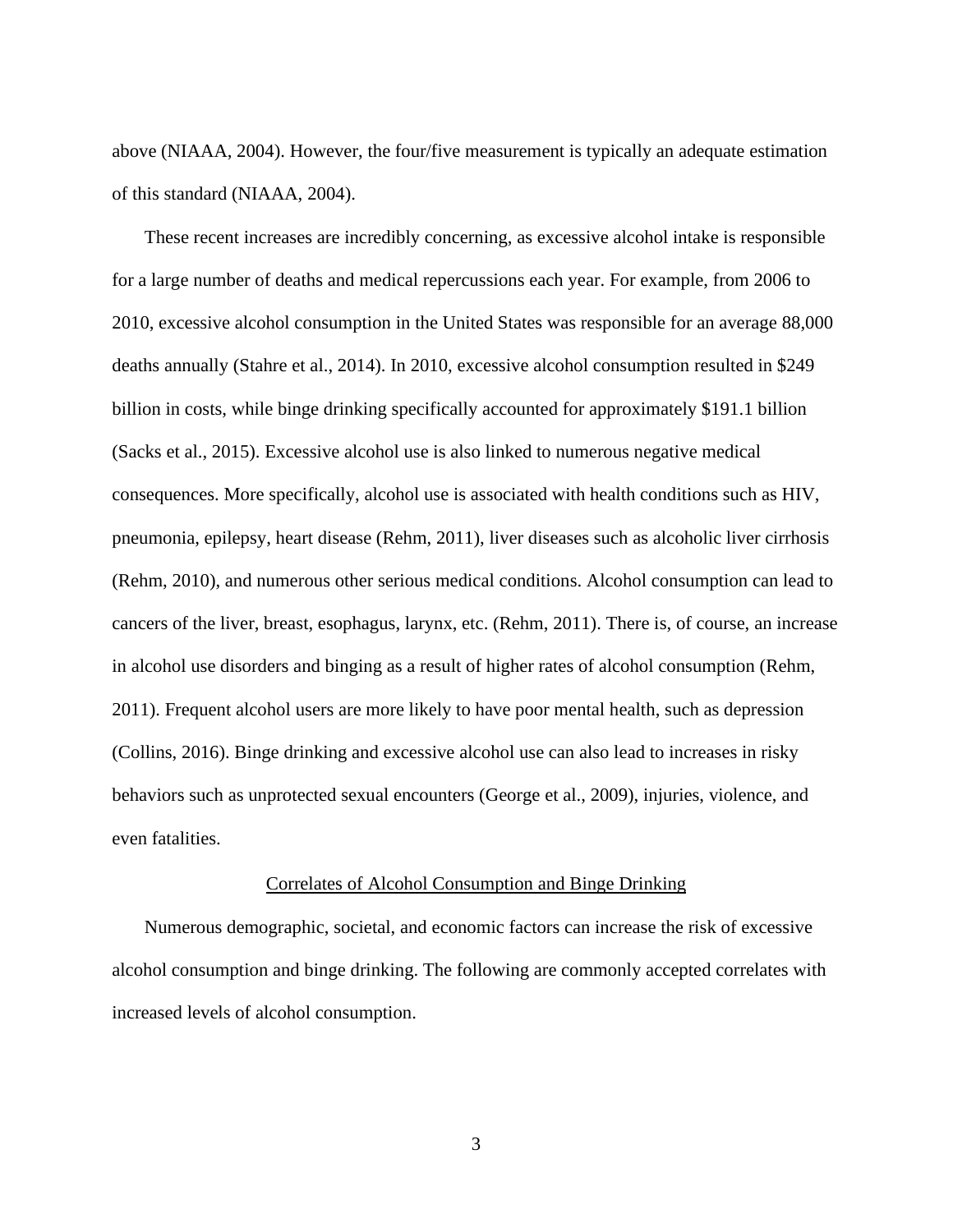above (NIAAA, 2004). However, the four/five measurement is typically an adequate estimation of this standard (NIAAA, 2004).

These recent increases are incredibly concerning, as excessive alcohol intake is responsible for a large number of deaths and medical repercussions each year. For example, from 2006 to 2010, excessive alcohol consumption in the United States was responsible for an average 88,000 deaths annually (Stahre et al., 2014). In 2010, excessive alcohol consumption resulted in $249 billion in costs, while binge drinking specifically accounted for approximately $191.1 billion (Sacks et al., 2015). Excessive alcohol use is also linked to numerous negative medical consequences. More specifically, alcohol use is associated with health conditions such as HIV, pneumonia, epilepsy, heart disease (Rehm, 2011), liver diseases such as alcoholic liver cirrhosis (Rehm, 2010), and numerous other serious medical conditions. Alcohol consumption can lead to cancers of the liver, breast, esophagus, larynx, etc. (Rehm, 2011). There is, of course, an increase in alcohol use disorders and binging as a result of higher rates of alcohol consumption (Rehm, 2011). Frequent alcohol users are more likely to have poor mental health, such as depression (Collins, 2016). Binge drinking and excessive alcohol use can also lead to increases in risky behaviors such as unprotected sexual encounters (George et al., 2009), injuries, violence, and even fatalities.

## Correlates of Alcohol Consumption and Binge Drinking

Numerous demographic, societal, and economic factors can increase the risk of excessive alcohol consumption and binge drinking. The following are commonly accepted correlates with increased levels of alcohol consumption.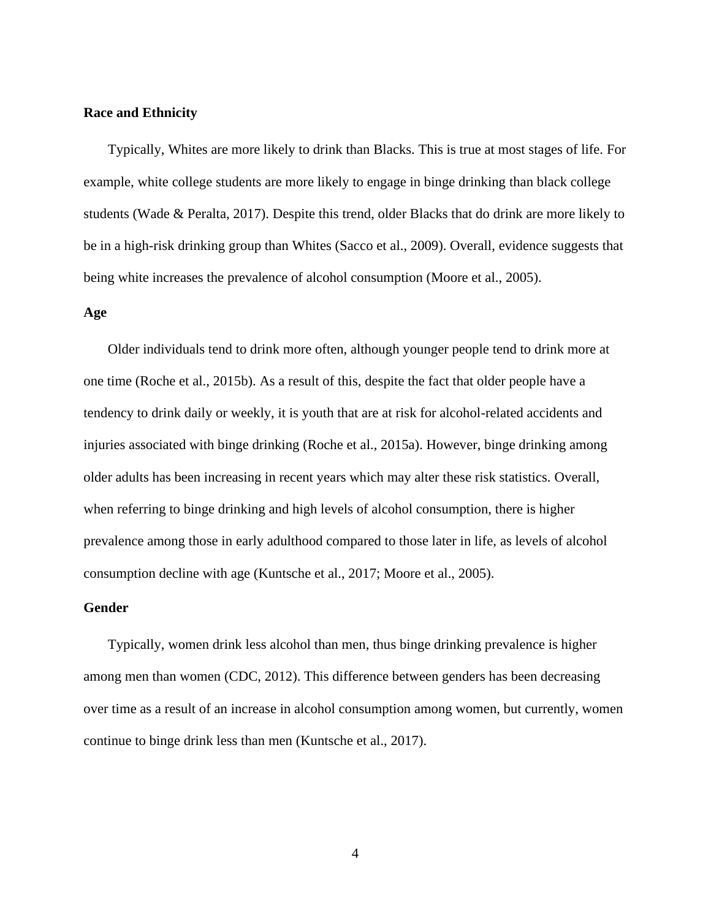**Race and Ethnicity**

Typically, Whites are more likely to drink than Blacks. This is true at most stages of life. For example, white college students are more likely to engage in binge drinking than black college students (Wade & Peralta, 2017). Despite this trend, older Blacks that do drink are more likely to be in a high-risk drinking group than Whites (Sacco et al., 2009). Overall, evidence suggests that being white increases the prevalence of alcohol consumption (Moore et al., 2005).

**Age**

Older individuals tend to drink more often, although younger people tend to drink more at one time (Roche et al., 2015b). As a result of this, despite the fact that older people have a tendency to drink daily or weekly, it is youth that are at risk for alcohol-related accidents and injuries associated with binge drinking (Roche et al., 2015a). However, binge drinking among older adults has been increasing in recent years which may alter these risk statistics. Overall, when referring to binge drinking and high levels of alcohol consumption, there is higher prevalence among those in early adulthood compared to those later in life, as levels of alcohol consumption decline with age (Kuntsche et al., 2017; Moore et al., 2005).

**Gender**

Typically, women drink less alcohol than men, thus binge drinking prevalence is higher among men than women (CDC, 2012). This difference between genders has been decreasing over time as a result of an increase in alcohol consumption among women, but currently, women continue to binge drink less than men (Kuntsche et al., 2017).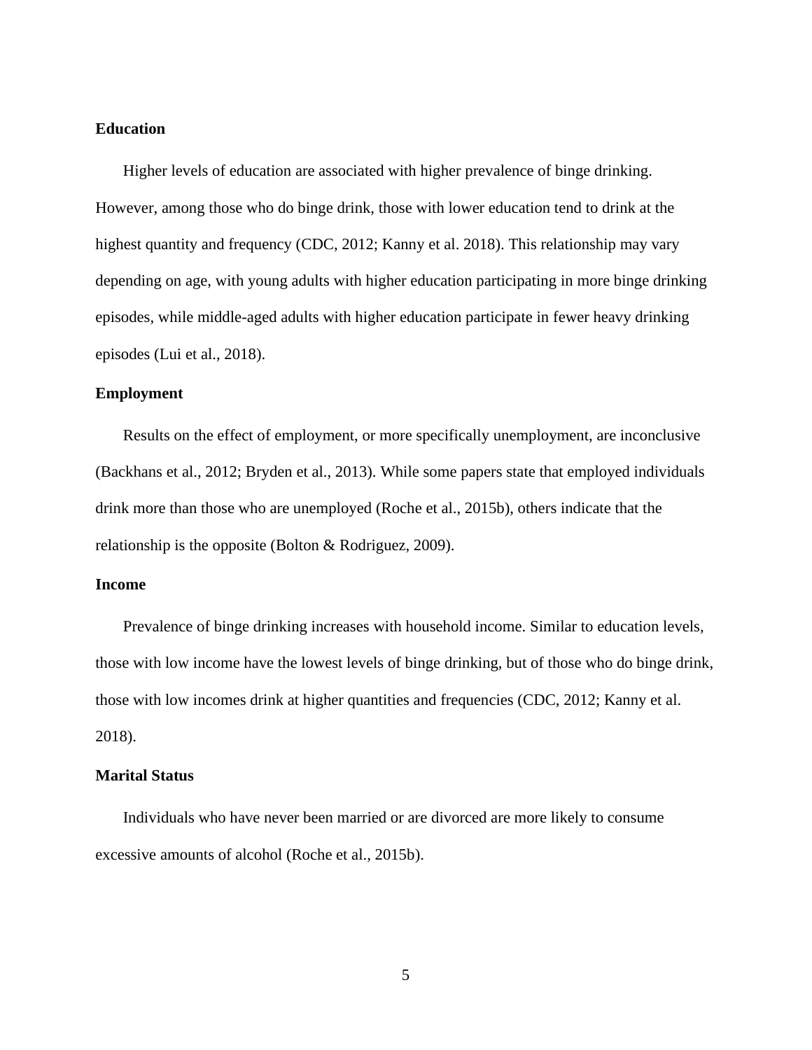## Education

Higher levels of education are associated with higher prevalence of binge drinking. However, among those who do binge drink, those with lower education tend to drink at the highest quantity and frequency (CDC, 2012; Kanny et al. 2018). This relationship may vary depending on age, with young adults with higher education participating in more binge drinking episodes, while middle-aged adults with higher education participate in fewer heavy drinking episodes (Lui et al., 2018).

## Employment

Results on the effect of employment, or more specifically unemployment, are inconclusive (Backhans et al., 2012; Bryden et al., 2013). While some papers state that employed individuals drink more than those who are unemployed (Roche et al., 2015b), others indicate that the relationship is the opposite (Bolton & Rodriguez, 2009).

## Income

Prevalence of binge drinking increases with household income. Similar to education levels, those with low income have the lowest levels of binge drinking, but of those who do binge drink, those with low incomes drink at higher quantities and frequencies (CDC, 2012; Kanny et al. 2018).

## Marital Status

Individuals who have never been married or are divorced are more likely to consume excessive amounts of alcohol (Roche et al., 2015b).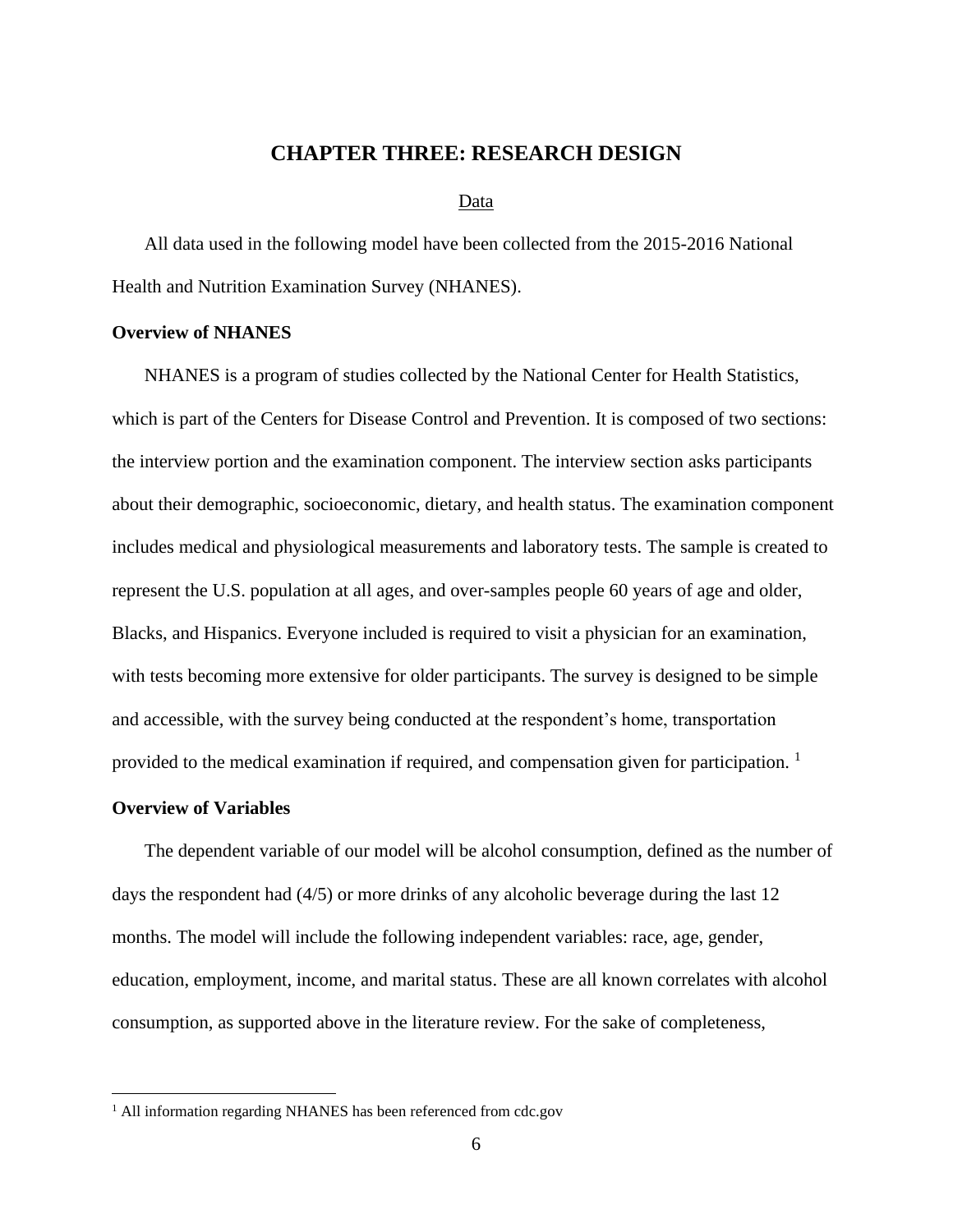# CHAPTER THREE: RESEARCH DESIGN

## Data

All data used in the following model have been collected from the 2015-2016 National Health and Nutrition Examination Survey (NHANES).

### Overview of NHANES

NHANES is a program of studies collected by the National Center for Health Statistics, which is part of the Centers for Disease Control and Prevention. It is composed of two sections: the interview portion and the examination component. The interview section asks participants about their demographic, socioeconomic, dietary, and health status. The examination component includes medical and physiological measurements and laboratory tests. The sample is created to represent the U.S. population at all ages, and over-samples people 60 years of age and older, Blacks, and Hispanics. Everyone included is required to visit a physician for an examination, with tests becoming more extensive for older participants. The survey is designed to be simple and accessible, with the survey being conducted at the respondent's home, transportation provided to the medical examination if required, and compensation given for participation. [1]

### Overview of Variables

The dependent variable of our model will be alcohol consumption, defined as the number of days the respondent had (4/5) or more drinks of any alcoholic beverage during the last 12 months. The model will include the following independent variables: race, age, gender, education, employment, income, and marital status. These are all known correlates with alcohol consumption, as supported above in the literature review. For the sake of completeness,

---

[1] All information regarding NHANES has been referenced from cdc.gov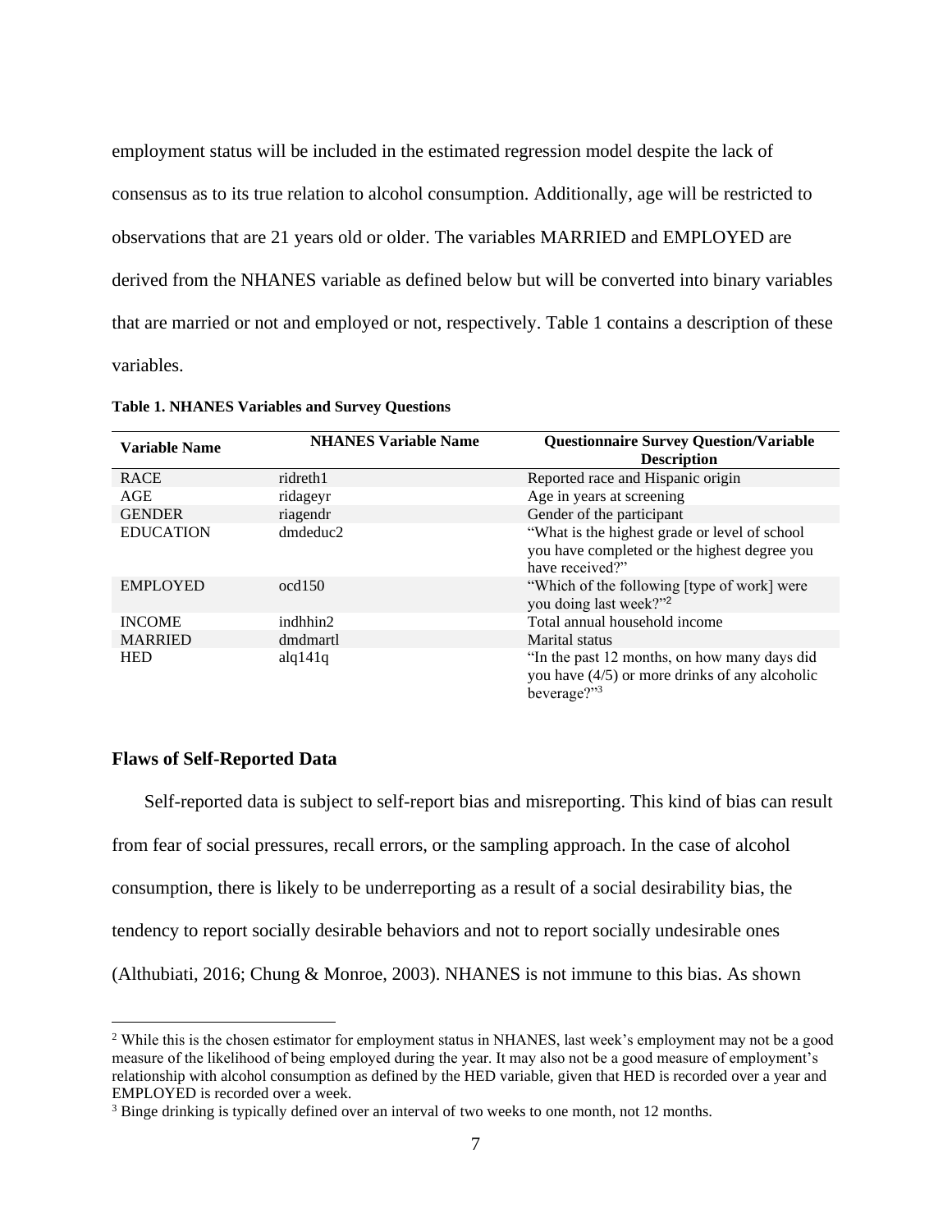employment status will be included in the estimated regression model despite the lack of consensus as to its true relation to alcohol consumption. Additionally, age will be restricted to observations that are 21 years old or older. The variables MARRIED and EMPLOYED are derived from the NHANES variable as defined below but will be converted into binary variables that are married or not and employed or not, respectively. Table 1 contains a description of these variables.

**Table 1. NHANES Variables and Survey Questions**

| Variable Name | NHANES Variable Name | Questionnaire Survey Question/Variable Description |
|---|---|---|
| RACE | ridreth1 | Reported race and Hispanic origin |
| AGE | ridageyr | Age in years at screening |
| GENDER | riagendr | Gender of the participant |
| EDUCATION | dmdeduc2 | "What is the highest grade or level of school you have completed or the highest degree you have received?" |
| EMPLOYED | ocd150 | "Which of the following [type of work] were you doing last week?"[2] |
| INCOME | indhhin2 | Total annual household income |
| MARRIED | dmdmartl | Marital status |
| HED | alq141q | "In the past 12 months, on how many days did you have (4/5) or more drinks of any alcoholic beverage?"[3] |

### Flaws of Self-Reported Data

Self-reported data is subject to self-report bias and misreporting. This kind of bias can result from fear of social pressures, recall errors, or the sampling approach. In the case of alcohol consumption, there is likely to be underreporting as a result of a social desirability bias, the tendency to report socially desirable behaviors and not to report socially undesirable ones (Althubiati, 2016; Chung & Monroe, 2003). NHANES is not immune to this bias. As shown

[2] While this is the chosen estimator for employment status in NHANES, last week's employment may not be a good measure of the likelihood of being employed during the year. It may also not be a good measure of employment's relationship with alcohol consumption as defined by the HED variable, given that HED is recorded over a year and EMPLOYED is recorded over a week.

[3] Binge drinking is typically defined over an interval of two weeks to one month, not 12 months.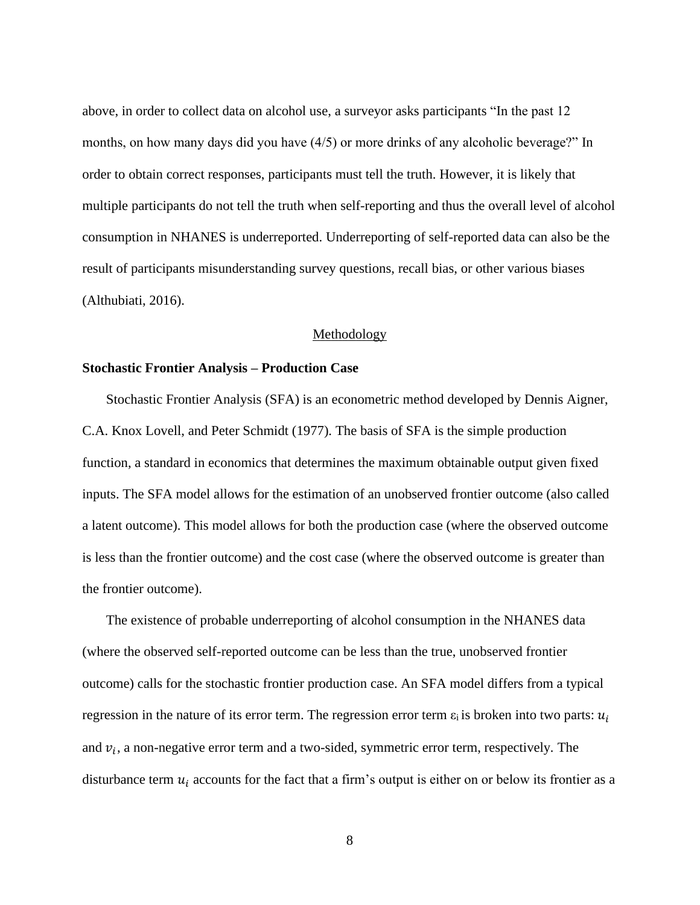above, in order to collect data on alcohol use, a surveyor asks participants "In the past 12 months, on how many days did you have (4/5) or more drinks of any alcoholic beverage?" In order to obtain correct responses, participants must tell the truth. However, it is likely that multiple participants do not tell the truth when self-reporting and thus the overall level of alcohol consumption in NHANES is underreported. Underreporting of self-reported data can also be the result of participants misunderstanding survey questions, recall bias, or other various biases (Althubiati, 2016).

## Methodology

### Stochastic Frontier Analysis – Production Case

Stochastic Frontier Analysis (SFA) is an econometric method developed by Dennis Aigner, C.A. Knox Lovell, and Peter Schmidt (1977). The basis of SFA is the simple production function, a standard in economics that determines the maximum obtainable output given fixed inputs. The SFA model allows for the estimation of an unobserved frontier outcome (also called a latent outcome). This model allows for both the production case (where the observed outcome is less than the frontier outcome) and the cost case (where the observed outcome is greater than the frontier outcome).

The existence of probable underreporting of alcohol consumption in the NHANES data (where the observed self-reported outcome can be less than the true, unobserved frontier outcome) calls for the stochastic frontier production case. An SFA model differs from a typical regression in the nature of its error term. The regression error term $\varepsilon_i$ is broken into two parts: $u_i$ and $v_i$, a non-negative error term and a two-sided, symmetric error term, respectively. The disturbance term $u_i$ accounts for the fact that a firm's output is either on or below its frontier as a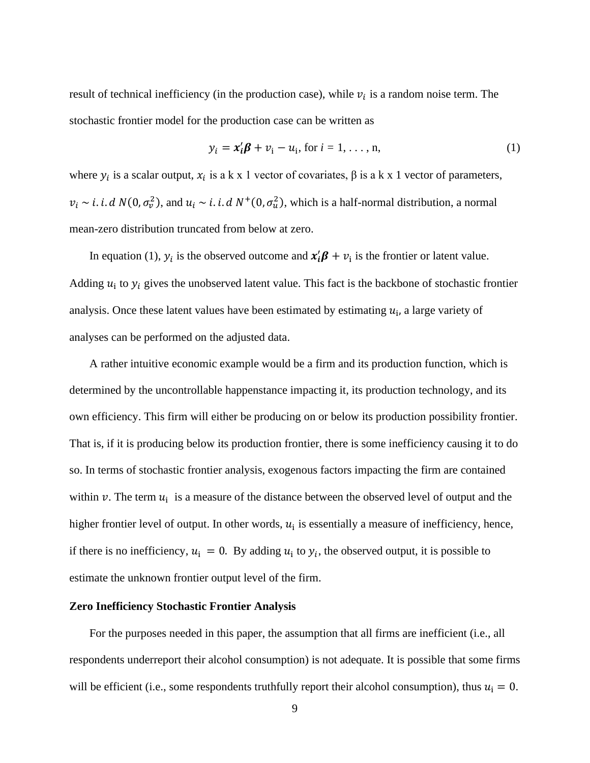result of technical inefficiency (in the production case), while $v_i$ is a random noise term. The stochastic frontier model for the production case can be written as

$$y_i = \boldsymbol{x}_i'\boldsymbol{\beta} + v_\text{i} - u_\text{i}, \text{ for } i = 1, \ldots, \text{n}, \tag{1}$$

where $y_i$ is a scalar output, $x_i$ is a k x 1 vector of covariates, β is a k x 1 vector of parameters, $v_i \sim i.i.d\ N(0, \sigma_v^2)$, and $u_i \sim i.i.d\ N^+(0, \sigma_u^2)$, which is a half-normal distribution, a normal mean-zero distribution truncated from below at zero.

In equation (1), $y_i$ is the observed outcome and $\boldsymbol{x}_i'\boldsymbol{\beta} + v_\text{i}$ is the frontier or latent value. Adding $u_\text{i}$ to $y_i$ gives the unobserved latent value. This fact is the backbone of stochastic frontier analysis. Once these latent values have been estimated by estimating $u_\text{i}$, a large variety of analyses can be performed on the adjusted data.

A rather intuitive economic example would be a firm and its production function, which is determined by the uncontrollable happenstance impacting it, its production technology, and its own efficiency. This firm will either be producing on or below its production possibility frontier. That is, if it is producing below its production frontier, there is some inefficiency causing it to do so. In terms of stochastic frontier analysis, exogenous factors impacting the firm are contained within $v$. The term $u_\text{i}$ is a measure of the distance between the observed level of output and the higher frontier level of output. In other words, $u_\text{i}$ is essentially a measure of inefficiency, hence, if there is no inefficiency, $u_\text{i} = 0$. By adding $u_\text{i}$ to $y_i$, the observed output, it is possible to estimate the unknown frontier output level of the firm.

**Zero Inefficiency Stochastic Frontier Analysis**

For the purposes needed in this paper, the assumption that all firms are inefficient (i.e., all respondents underreport their alcohol consumption) is not adequate. It is possible that some firms will be efficient (i.e., some respondents truthfully report their alcohol consumption), thus $u_\text{i} = 0$.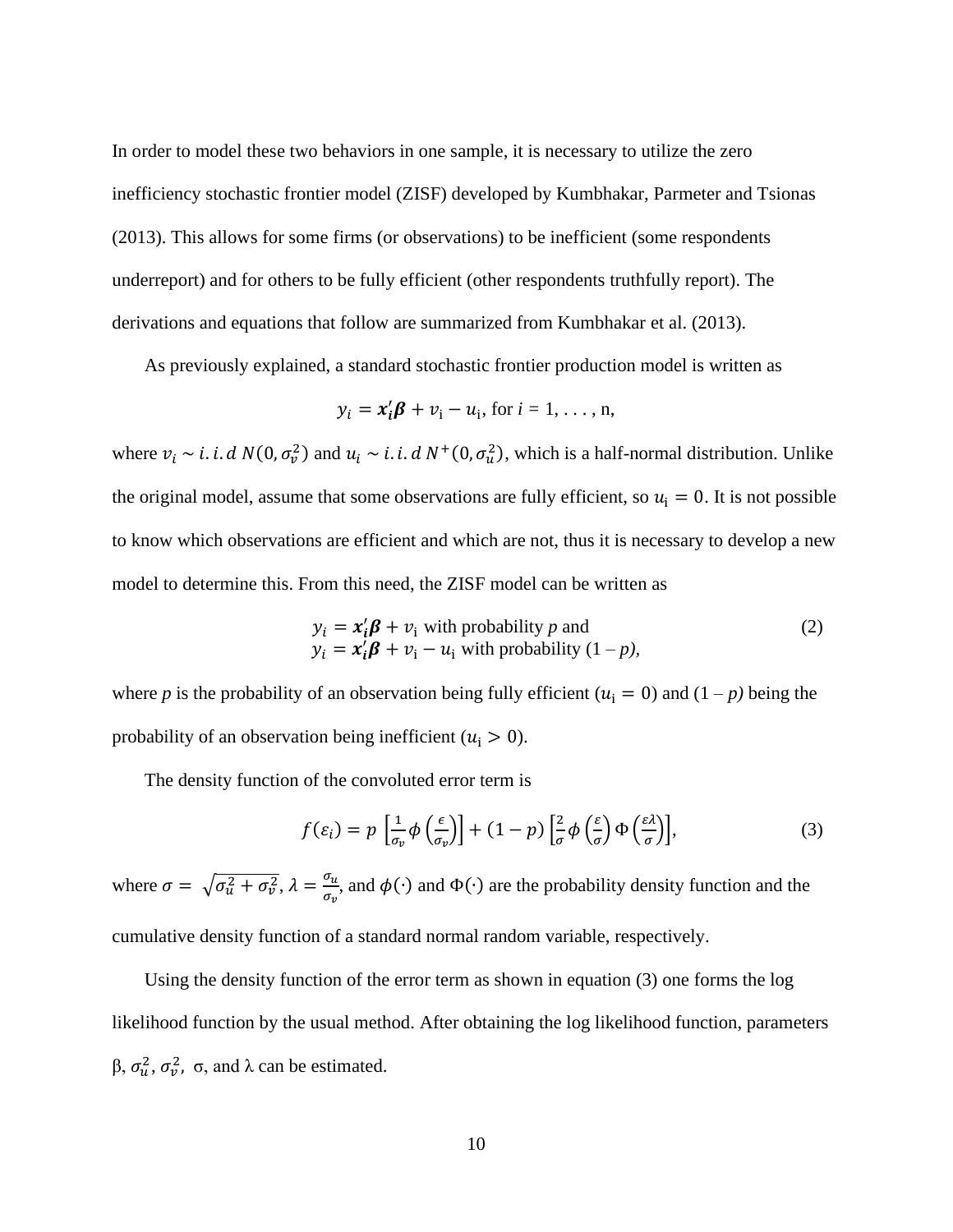In order to model these two behaviors in one sample, it is necessary to utilize the zero inefficiency stochastic frontier model (ZISF) developed by Kumbhakar, Parmeter and Tsionas (2013). This allows for some firms (or observations) to be inefficient (some respondents underreport) and for others to be fully efficient (other respondents truthfully report). The derivations and equations that follow are summarized from Kumbhakar et al. (2013).

As previously explained, a standard stochastic frontier production model is written as

$$y_i = \boldsymbol{x}_i'\boldsymbol{\beta} + v_i - u_i, \text{ for } i = 1, \ldots, n,$$

where $v_i \sim i.i.d\ N(0, \sigma_v^2)$ and $u_i \sim i.i.d\ N^+(0, \sigma_u^2)$, which is a half-normal distribution. Unlike the original model, assume that some observations are fully efficient, so $u_i = 0$. It is not possible to know which observations are efficient and which are not, thus it is necessary to develop a new model to determine this. From this need, the ZISF model can be written as

$$\begin{aligned} y_i &= \boldsymbol{x}_i'\boldsymbol{\beta} + v_i \text{ with probability } p \text{ and} \\ y_i &= \boldsymbol{x}_i'\boldsymbol{\beta} + v_i - u_i \text{ with probability } (1 - p), \end{aligned} \tag{2}$$

where $p$ is the probability of an observation being fully efficient ($u_i = 0$) and $(1 - p)$ being the probability of an observation being inefficient ($u_i > 0$).

The density function of the convoluted error term is

$$f(\varepsilon_i) = p\ \left[\frac{1}{\sigma_v}\phi\left(\frac{\epsilon}{\sigma_v}\right)\right] + (1 - p)\left[\frac{2}{\sigma}\phi\left(\frac{\varepsilon}{\sigma}\right)\Phi\left(\frac{\varepsilon\lambda}{\sigma}\right)\right], \tag{3}$$

where $\sigma = \sqrt{\sigma_u^2 + \sigma_v^2}$, $\lambda = \frac{\sigma_u}{\sigma_v}$, and $\phi(\cdot)$ and $\Phi(\cdot)$ are the probability density function and the cumulative density function of a standard normal random variable, respectively.

Using the density function of the error term as shown in equation (3) one forms the log likelihood function by the usual method. After obtaining the log likelihood function, parameters $\beta$, $\sigma_u^2$, $\sigma_v^2$, $\sigma$, and $\lambda$ can be estimated.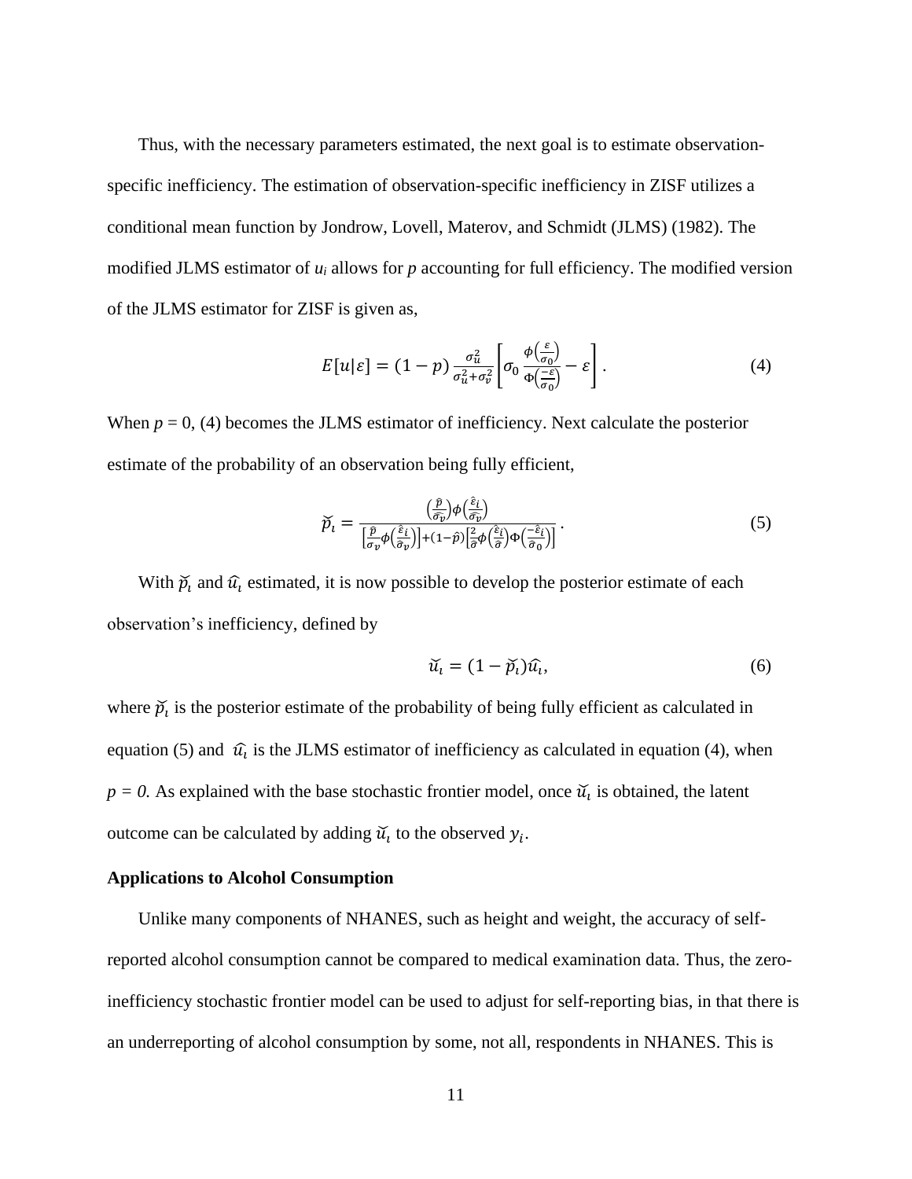Thus, with the necessary parameters estimated, the next goal is to estimate observation-specific inefficiency. The estimation of observation-specific inefficiency in ZISF utilizes a conditional mean function by Jondrow, Lovell, Materov, and Schmidt (JLMS) (1982). The modified JLMS estimator of $u_i$ allows for $p$ accounting for full efficiency. The modified version of the JLMS estimator for ZISF is given as,

$$E[u|\varepsilon] = (1-p)\frac{\sigma_u^2}{\sigma_u^2+\sigma_v^2}\left[\sigma_0 \frac{\phi\left(\frac{\varepsilon}{\sigma_0}\right)}{\Phi\left(\frac{-\varepsilon}{\sigma_0}\right)} - \varepsilon\right]. \tag{4}$$

When $p = 0$, (4) becomes the JLMS estimator of inefficiency. Next calculate the posterior estimate of the probability of an observation being fully efficient,

$$\breve{p}_i = \frac{\left(\frac{\hat{p}}{\hat{\sigma_v}}\right)\phi\left(\frac{\hat{\varepsilon}_i}{\hat{\sigma_v}}\right)}{\left[\frac{\hat{p}}{\sigma_v}\phi\left(\frac{\hat{\varepsilon}_i}{\hat{\sigma}_v}\right)\right]+(1-\hat{p})\left[\frac{2}{\hat{\sigma}}\phi\left(\frac{\hat{\varepsilon}_i}{\hat{\sigma}}\right)\Phi\left(\frac{-\hat{\varepsilon}_i}{\hat{\sigma}_0}\right)\right]}. \tag{5}$$

With $\breve{p}_i$ and $\hat{u}_i$ estimated, it is now possible to develop the posterior estimate of each observation's inefficiency, defined by

$$\breve{u}_i = (1-\breve{p}_i)\hat{u}_i, \tag{6}$$

where $\breve{p}_i$ is the posterior estimate of the probability of being fully efficient as calculated in equation (5) and $\hat{u}_i$ is the JLMS estimator of inefficiency as calculated in equation (4), when $p = 0$. As explained with the base stochastic frontier model, once $\breve{u}_i$ is obtained, the latent outcome can be calculated by adding $\breve{u}_i$ to the observed $y_i$.

**Applications to Alcohol Consumption**

Unlike many components of NHANES, such as height and weight, the accuracy of self-reported alcohol consumption cannot be compared to medical examination data. Thus, the zero-inefficiency stochastic frontier model can be used to adjust for self-reporting bias, in that there is an underreporting of alcohol consumption by some, not all, respondents in NHANES. This is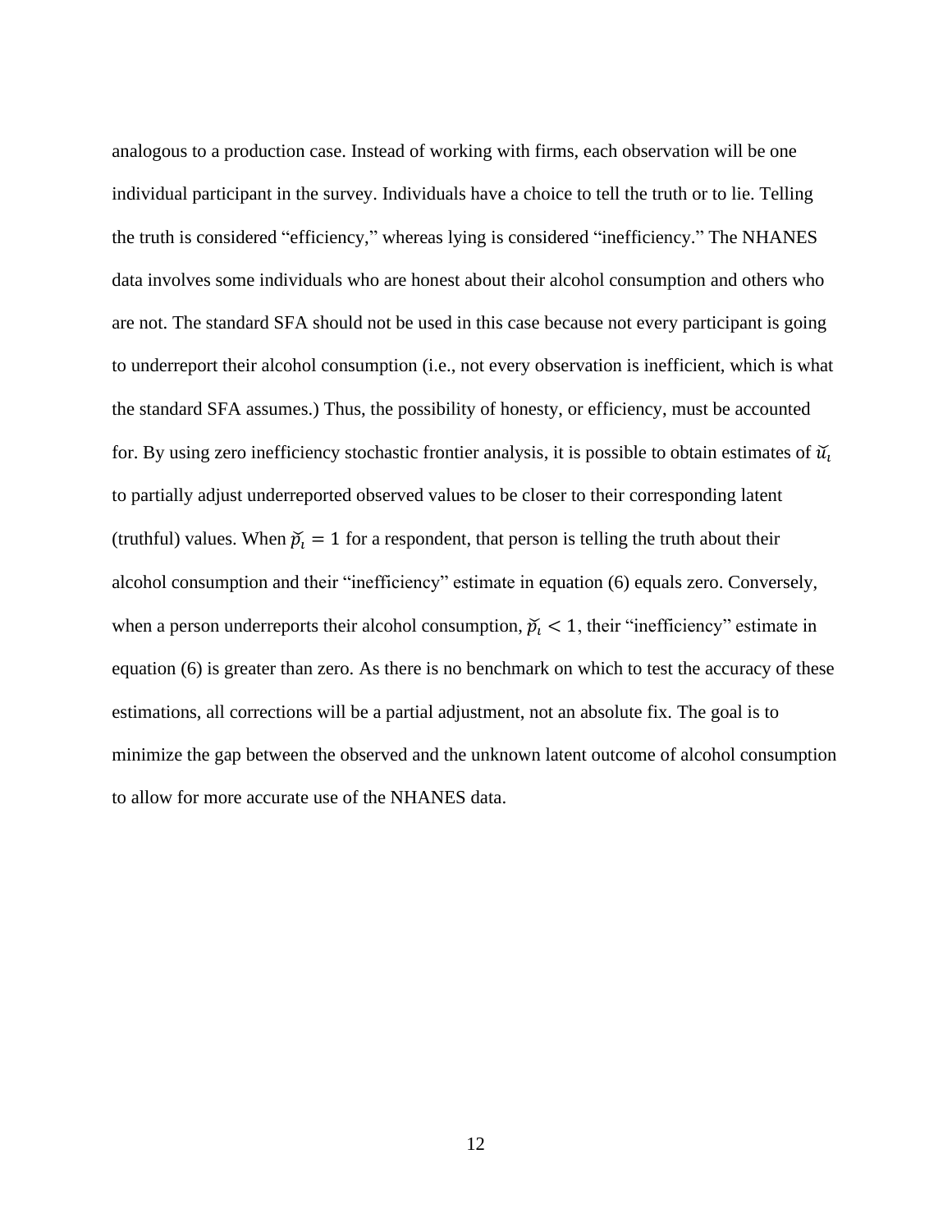analogous to a production case. Instead of working with firms, each observation will be one individual participant in the survey. Individuals have a choice to tell the truth or to lie. Telling the truth is considered "efficiency," whereas lying is considered "inefficiency." The NHANES data involves some individuals who are honest about their alcohol consumption and others who are not. The standard SFA should not be used in this case because not every participant is going to underreport their alcohol consumption (i.e., not every observation is inefficient, which is what the standard SFA assumes.) Thus, the possibility of honesty, or efficiency, must be accounted for. By using zero inefficiency stochastic frontier analysis, it is possible to obtain estimates of $\breve{u}_i$ to partially adjust underreported observed values to be closer to their corresponding latent (truthful) values. When $\breve{p}_i = 1$ for a respondent, that person is telling the truth about their alcohol consumption and their "inefficiency" estimate in equation (6) equals zero. Conversely, when a person underreports their alcohol consumption, $\breve{p}_i < 1$, their "inefficiency" estimate in equation (6) is greater than zero. As there is no benchmark on which to test the accuracy of these estimations, all corrections will be a partial adjustment, not an absolute fix. The goal is to minimize the gap between the observed and the unknown latent outcome of alcohol consumption to allow for more accurate use of the NHANES data.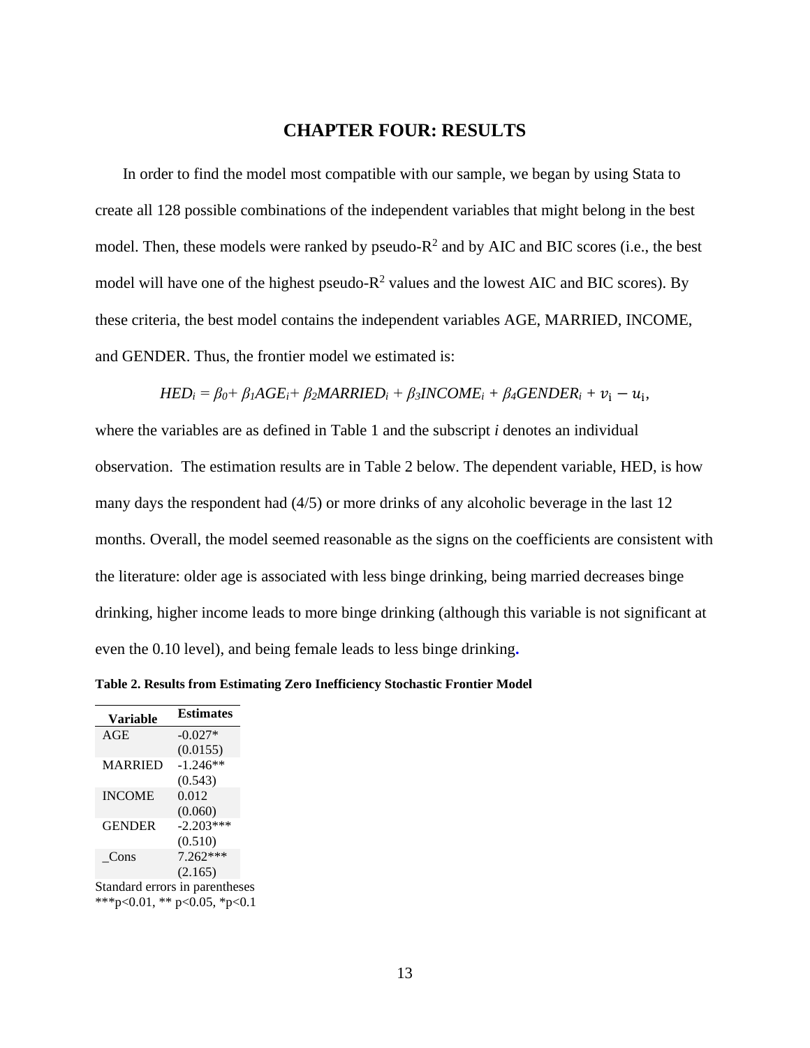# CHAPTER FOUR: RESULTS

In order to find the model most compatible with our sample, we began by using Stata to create all 128 possible combinations of the independent variables that might belong in the best model. Then, these models were ranked by pseudo-$R^2$ and by AIC and BIC scores (i.e., the best model will have one of the highest pseudo-$R^2$ values and the lowest AIC and BIC scores). By these criteria, the best model contains the independent variables AGE, MARRIED, INCOME, and GENDER. Thus, the frontier model we estimated is:

$$HED_i = \beta_0 + \beta_1 AGE_i + \beta_2 MARRIED_i + \beta_3 INCOME_i + \beta_4 GENDER_i + v_i - u_i,$$

where the variables are as defined in Table 1 and the subscript *i* denotes an individual observation. The estimation results are in Table 2 below. The dependent variable, HED, is how many days the respondent had (4/5) or more drinks of any alcoholic beverage in the last 12 months. Overall, the model seemed reasonable as the signs on the coefficients are consistent with the literature: older age is associated with less binge drinking, being married decreases binge drinking, higher income leads to more binge drinking (although this variable is not significant at even the 0.10 level), and being female leads to less binge drinking.

**Table 2. Results from Estimating Zero Inefficiency Stochastic Frontier Model**

| Variable | Estimates |
|---|---|
| AGE | -0.027* |
| | (0.0155) |
| MARRIED | -1.246** |
| | (0.543) |
| INCOME | 0.012 |
| | (0.060) |
| GENDER | -2.203*** |
| | (0.510) |
| _Cons | 7.262*** |
| | (2.165) |

Standard errors in parentheses
***p<0.01, ** p<0.05, *p<0.1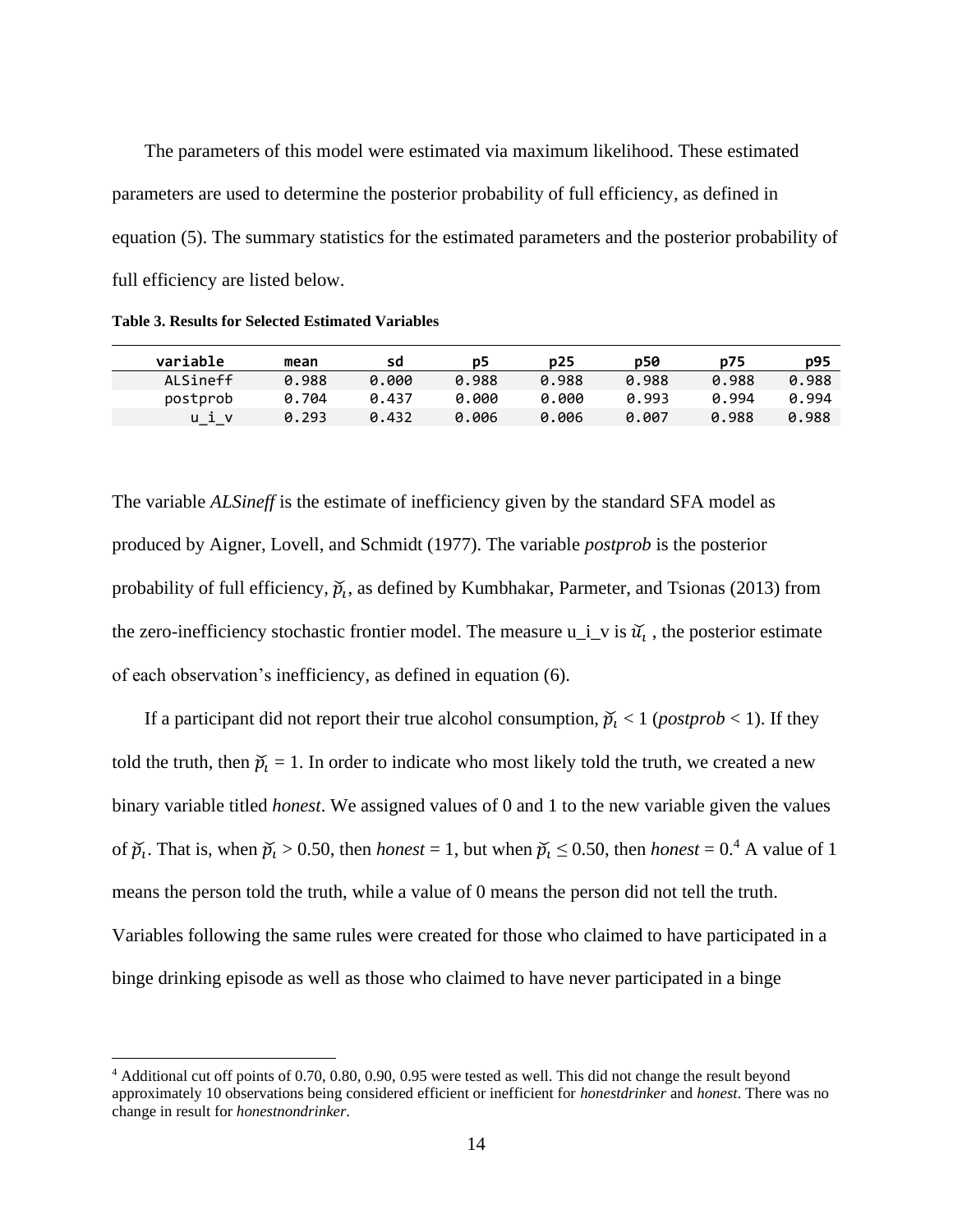The parameters of this model were estimated via maximum likelihood. These estimated parameters are used to determine the posterior probability of full efficiency, as defined in equation (5). The summary statistics for the estimated parameters and the posterior probability of full efficiency are listed below.

**Table 3. Results for Selected Estimated Variables**

| variable | mean | sd | p5 | p25 | p50 | p75 | p95 |
|---|---|---|---|---|---|---|---|
| ALSineff | 0.988 | 0.000 | 0.988 | 0.988 | 0.988 | 0.988 | 0.988 |
| postprob | 0.704 | 0.437 | 0.000 | 0.000 | 0.993 | 0.994 | 0.994 |
| u_i_v | 0.293 | 0.432 | 0.006 | 0.006 | 0.007 | 0.988 | 0.988 |

The variable *ALSineff* is the estimate of inefficiency given by the standard SFA model as produced by Aigner, Lovell, and Schmidt (1977). The variable *postprob* is the posterior probability of full efficiency, $\breve{p}_i$, as defined by Kumbhakar, Parmeter, and Tsionas (2013) from the zero-inefficiency stochastic frontier model. The measure u_i_v is $\breve{u}_i$ , the posterior estimate of each observation's inefficiency, as defined in equation (6).

If a participant did not report their true alcohol consumption, $\breve{p}_i < 1$ (*postprob* < 1). If they told the truth, then $\breve{p}_i = 1$. In order to indicate who most likely told the truth, we created a new binary variable titled *honest*. We assigned values of 0 and 1 to the new variable given the values of $\breve{p}_i$. That is, when $\breve{p}_i > 0.50$, then *honest* = 1, but when $\breve{p}_i \leq 0.50$, then *honest* = 0.[4] A value of 1 means the person told the truth, while a value of 0 means the person did not tell the truth. Variables following the same rules were created for those who claimed to have participated in a binge drinking episode as well as those who claimed to have never participated in a binge

[4] Additional cut off points of 0.70, 0.80, 0.90, 0.95 were tested as well. This did not change the result beyond approximately 10 observations being considered efficient or inefficient for *honestdrinker* and *honest*. There was no change in result for *honestnondrinker*.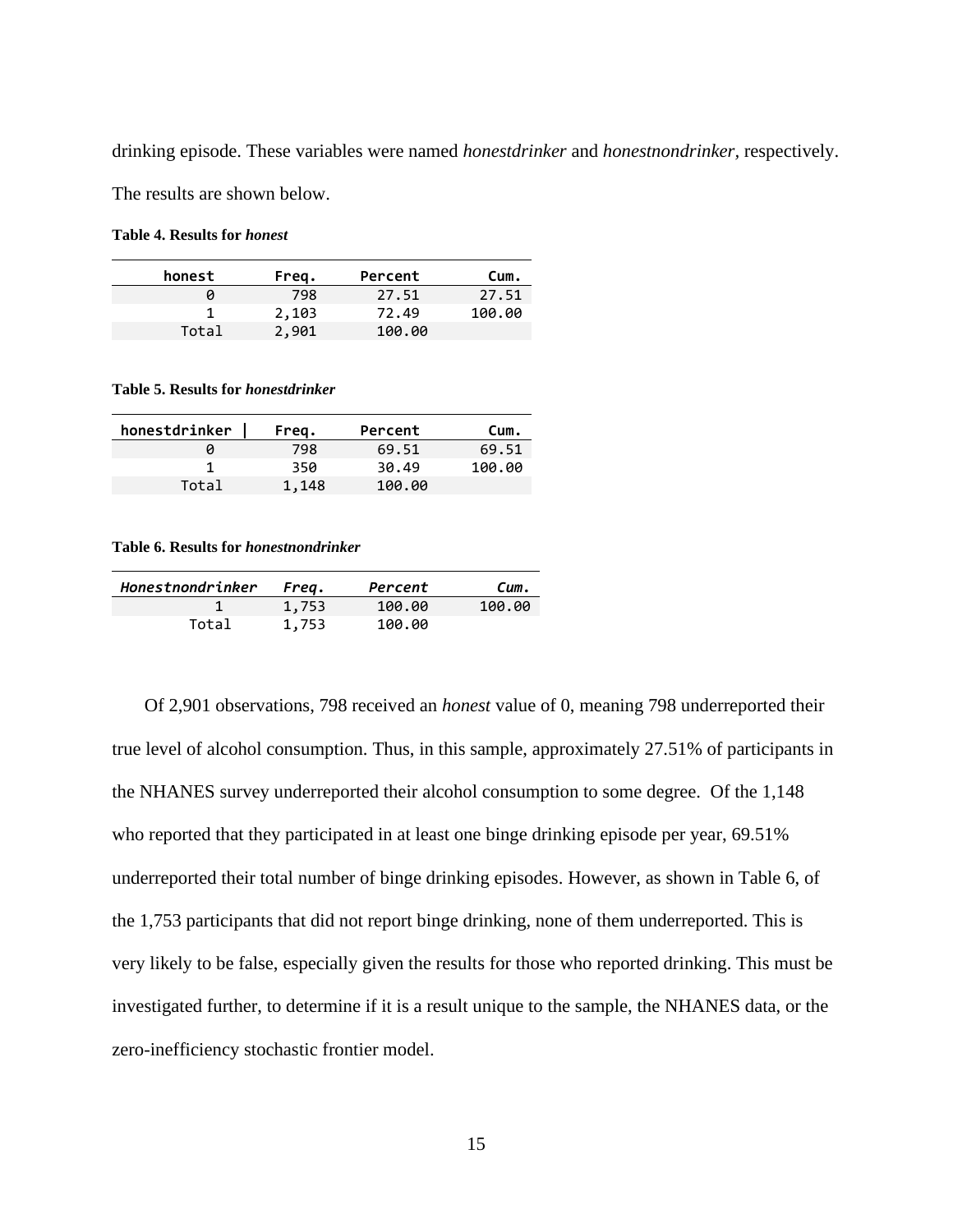drinking episode. These variables were named *honestdrinker* and *honestnondrinker*, respectively. The results are shown below.

**Table 4. Results for *honest***

| honest | Freq. | Percent | Cum. |
|---|---|---|---|
| 0 | 798 | 27.51 | 27.51 |
| 1 | 2,103 | 72.49 | 100.00 |
| Total | 2,901 | 100.00 | |

**Table 5. Results for *honestdrinker***

| honestdrinker | Freq. | Percent | Cum. |
|---|---|---|---|
| 0 | 798 | 69.51 | 69.51 |
| 1 | 350 | 30.49 | 100.00 |
| Total | 1,148 | 100.00 | |

**Table 6. Results for *honestnondrinker***

| *Honestnondrinker* | *Freq.* | *Percent* | *Cum.* |
|---|---|---|---|
| 1 | 1,753 | 100.00 | 100.00 |
| Total | 1,753 | 100.00 | |

Of 2,901 observations, 798 received an *honest* value of 0, meaning 798 underreported their true level of alcohol consumption. Thus, in this sample, approximately 27.51% of participants in the NHANES survey underreported their alcohol consumption to some degree. Of the 1,148 who reported that they participated in at least one binge drinking episode per year, 69.51% underreported their total number of binge drinking episodes. However, as shown in Table 6, of the 1,753 participants that did not report binge drinking, none of them underreported. This is very likely to be false, especially given the results for those who reported drinking. This must be investigated further, to determine if it is a result unique to the sample, the NHANES data, or the zero-inefficiency stochastic frontier model.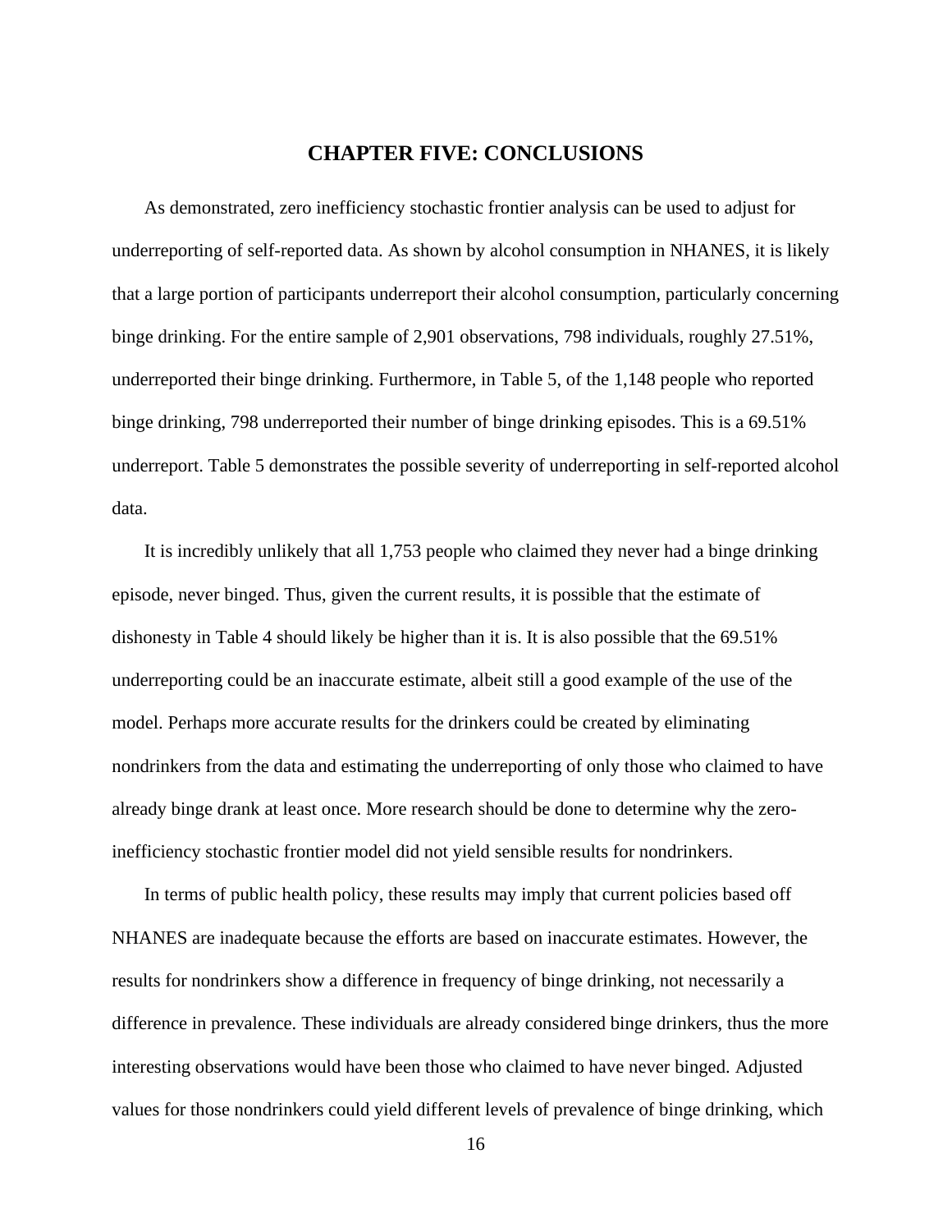# CHAPTER FIVE: CONCLUSIONS

As demonstrated, zero inefficiency stochastic frontier analysis can be used to adjust for underreporting of self-reported data. As shown by alcohol consumption in NHANES, it is likely that a large portion of participants underreport their alcohol consumption, particularly concerning binge drinking. For the entire sample of 2,901 observations, 798 individuals, roughly 27.51%, underreported their binge drinking. Furthermore, in Table 5, of the 1,148 people who reported binge drinking, 798 underreported their number of binge drinking episodes. This is a 69.51% underreport. Table 5 demonstrates the possible severity of underreporting in self-reported alcohol data.

It is incredibly unlikely that all 1,753 people who claimed they never had a binge drinking episode, never binged. Thus, given the current results, it is possible that the estimate of dishonesty in Table 4 should likely be higher than it is. It is also possible that the 69.51% underreporting could be an inaccurate estimate, albeit still a good example of the use of the model. Perhaps more accurate results for the drinkers could be created by eliminating nondrinkers from the data and estimating the underreporting of only those who claimed to have already binge drank at least once. More research should be done to determine why the zero-inefficiency stochastic frontier model did not yield sensible results for nondrinkers.

In terms of public health policy, these results may imply that current policies based off NHANES are inadequate because the efforts are based on inaccurate estimates. However, the results for nondrinkers show a difference in frequency of binge drinking, not necessarily a difference in prevalence. These individuals are already considered binge drinkers, thus the more interesting observations would have been those who claimed to have never binged. Adjusted values for those nondrinkers could yield different levels of prevalence of binge drinking, which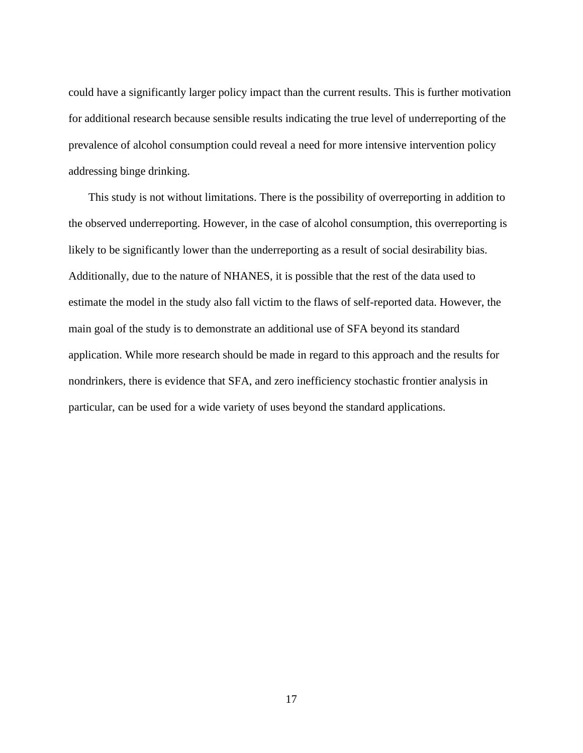could have a significantly larger policy impact than the current results. This is further motivation for additional research because sensible results indicating the true level of underreporting of the prevalence of alcohol consumption could reveal a need for more intensive intervention policy addressing binge drinking.

This study is not without limitations. There is the possibility of overreporting in addition to the observed underreporting. However, in the case of alcohol consumption, this overreporting is likely to be significantly lower than the underreporting as a result of social desirability bias. Additionally, due to the nature of NHANES, it is possible that the rest of the data used to estimate the model in the study also fall victim to the flaws of self-reported data. However, the main goal of the study is to demonstrate an additional use of SFA beyond its standard application. While more research should be made in regard to this approach and the results for nondrinkers, there is evidence that SFA, and zero inefficiency stochastic frontier analysis in particular, can be used for a wide variety of uses beyond the standard applications.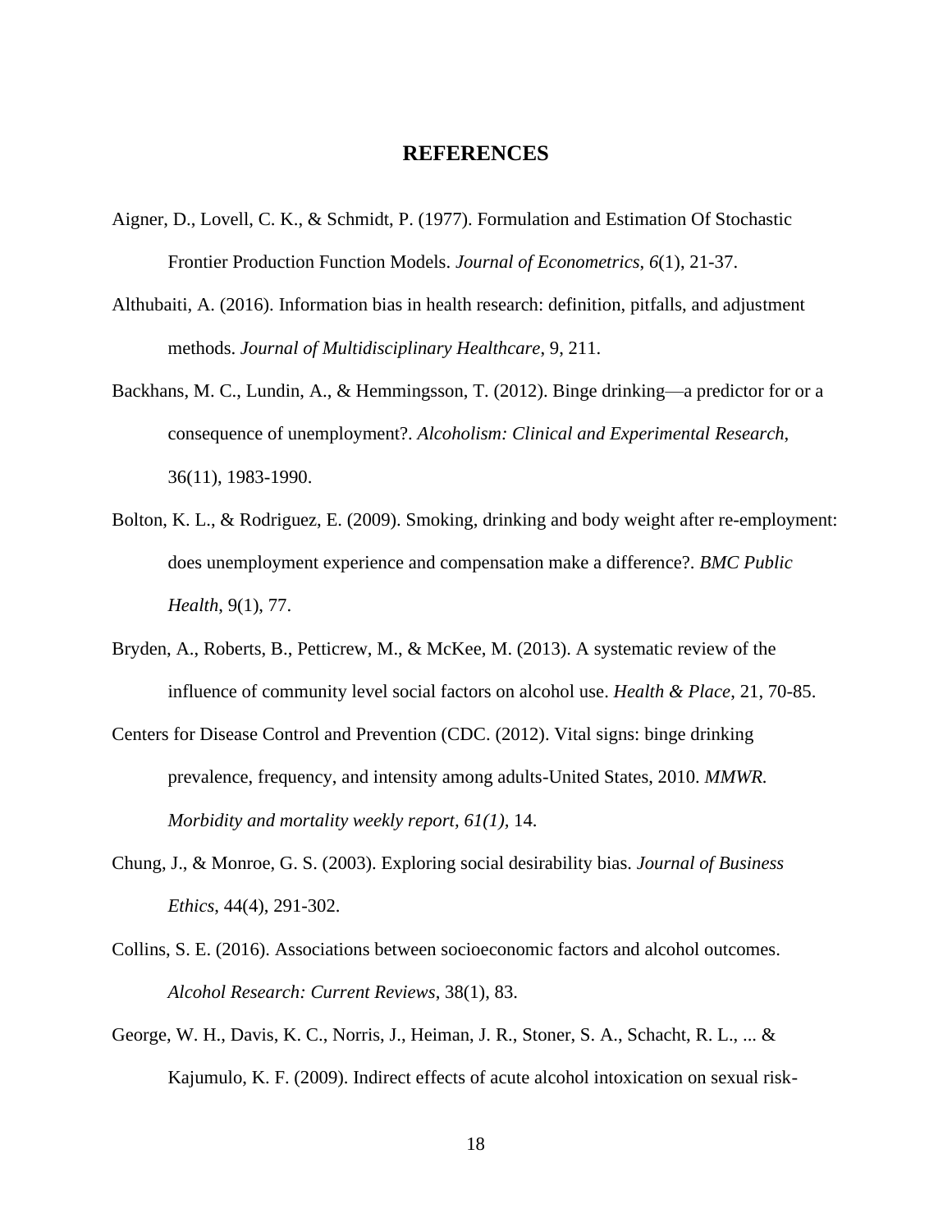# REFERENCES

Aigner, D., Lovell, C. K., & Schmidt, P. (1977). Formulation and Estimation Of Stochastic Frontier Production Function Models. *Journal of Econometrics*, *6*(1), 21-37.

Althubaiti, A. (2016). Information bias in health research: definition, pitfalls, and adjustment methods. *Journal of Multidisciplinary Healthcare*, 9, 211.

Backhans, M. C., Lundin, A., & Hemmingsson, T. (2012). Binge drinking—a predictor for or a consequence of unemployment?. *Alcoholism: Clinical and Experimental Research*, 36(11), 1983-1990.

Bolton, K. L., & Rodriguez, E. (2009). Smoking, drinking and body weight after re-employment: does unemployment experience and compensation make a difference?. *BMC Public Health*, 9(1), 77.

Bryden, A., Roberts, B., Petticrew, M., & McKee, M. (2013). A systematic review of the influence of community level social factors on alcohol use. *Health & Place*, 21, 70-85.

Centers for Disease Control and Prevention (CDC. (2012). Vital signs: binge drinking prevalence, frequency, and intensity among adults-United States, 2010. *MMWR. Morbidity and mortality weekly report, 61(1),* 14.

Chung, J., & Monroe, G. S. (2003). Exploring social desirability bias. *Journal of Business Ethics*, 44(4), 291-302.

Collins, S. E. (2016). Associations between socioeconomic factors and alcohol outcomes. *Alcohol Research: Current Reviews*, 38(1), 83.

George, W. H., Davis, K. C., Norris, J., Heiman, J. R., Stoner, S. A., Schacht, R. L., ... & Kajumulo, K. F. (2009). Indirect effects of acute alcohol intoxication on sexual risk-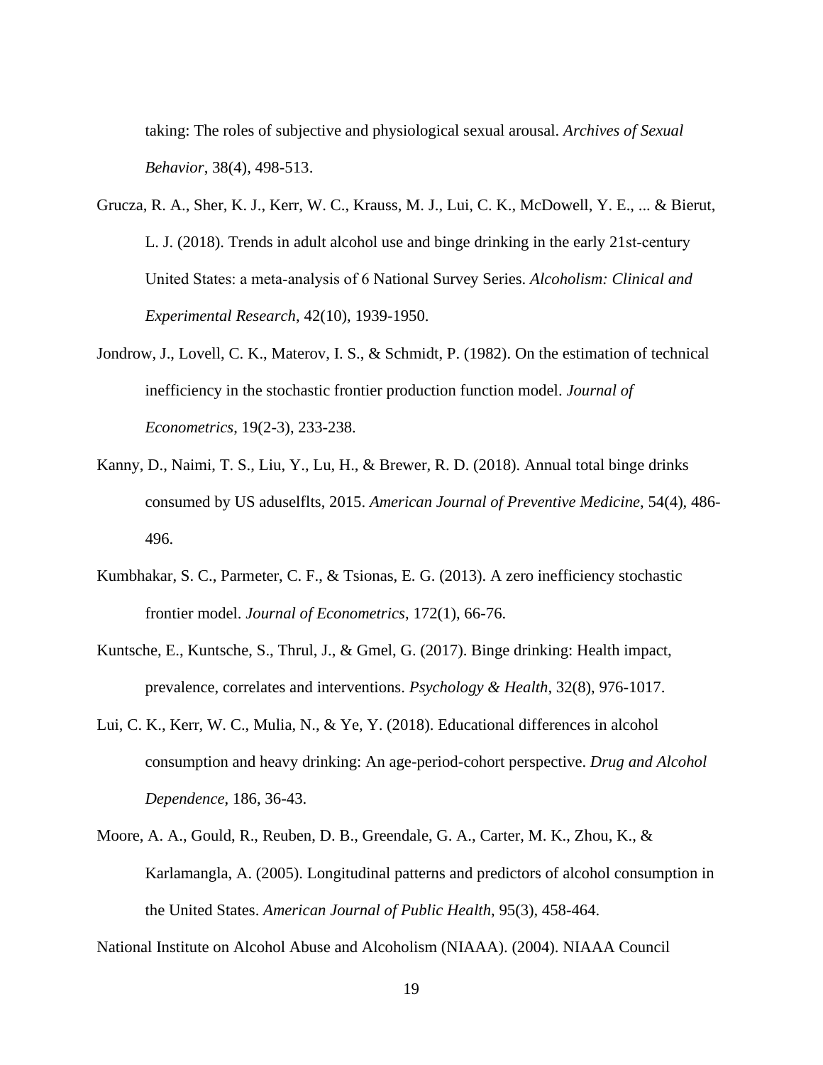taking: The roles of subjective and physiological sexual arousal. *Archives of Sexual Behavior*, 38(4), 498-513.

Grucza, R. A., Sher, K. J., Kerr, W. C., Krauss, M. J., Lui, C. K., McDowell, Y. E., ... & Bierut, L. J. (2018). Trends in adult alcohol use and binge drinking in the early 21st-century United States: a meta-analysis of 6 National Survey Series. *Alcoholism: Clinical and Experimental Research*, 42(10), 1939-1950.

Jondrow, J., Lovell, C. K., Materov, I. S., & Schmidt, P. (1982). On the estimation of technical inefficiency in the stochastic frontier production function model. *Journal of Econometrics*, 19(2-3), 233-238.

Kanny, D., Naimi, T. S., Liu, Y., Lu, H., & Brewer, R. D. (2018). Annual total binge drinks consumed by US aduselflts, 2015. *American Journal of Preventive Medicine*, 54(4), 486-496.

Kumbhakar, S. C., Parmeter, C. F., & Tsionas, E. G. (2013). A zero inefficiency stochastic frontier model. *Journal of Econometrics*, 172(1), 66-76.

Kuntsche, E., Kuntsche, S., Thrul, J., & Gmel, G. (2017). Binge drinking: Health impact, prevalence, correlates and interventions. *Psychology & Health*, 32(8), 976-1017.

Lui, C. K., Kerr, W. C., Mulia, N., & Ye, Y. (2018). Educational differences in alcohol consumption and heavy drinking: An age-period-cohort perspective. *Drug and Alcohol Dependence*, 186, 36-43.

Moore, A. A., Gould, R., Reuben, D. B., Greendale, G. A., Carter, M. K., Zhou, K., & Karlamangla, A. (2005). Longitudinal patterns and predictors of alcohol consumption in the United States. *American Journal of Public Health*, 95(3), 458-464.

National Institute on Alcohol Abuse and Alcoholism (NIAAA). (2004). NIAAA Council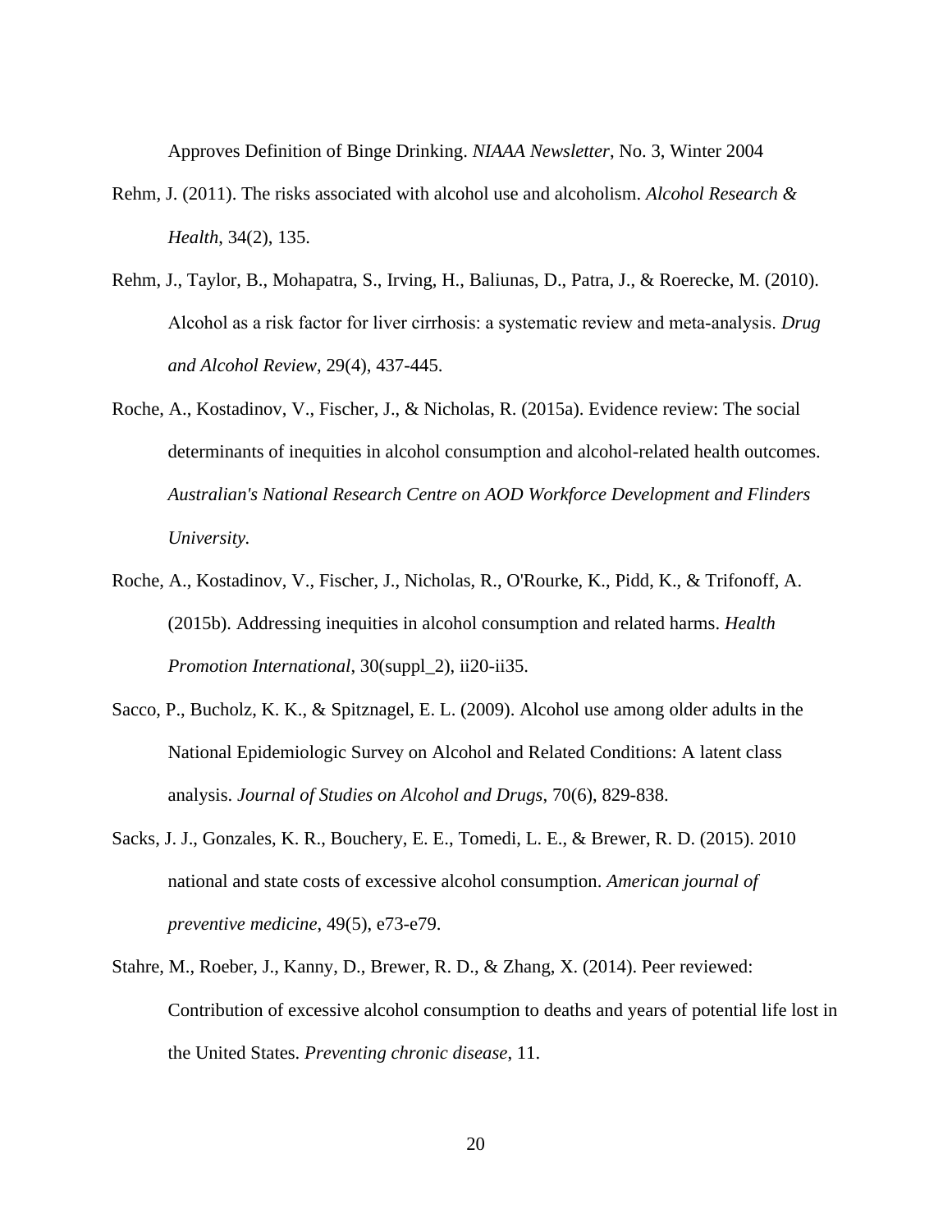Approves Definition of Binge Drinking. *NIAAA Newsletter*, No. 3, Winter 2004

Rehm, J. (2011). The risks associated with alcohol use and alcoholism. *Alcohol Research & Health*, 34(2), 135.

Rehm, J., Taylor, B., Mohapatra, S., Irving, H., Baliunas, D., Patra, J., & Roerecke, M. (2010). Alcohol as a risk factor for liver cirrhosis: a systematic review and meta‐analysis. *Drug and Alcohol Review*, 29(4), 437-445.

Roche, A., Kostadinov, V., Fischer, J., & Nicholas, R. (2015a). Evidence review: The social determinants of inequities in alcohol consumption and alcohol-related health outcomes. *Australian's National Research Centre on AOD Workforce Development and Flinders University.*

Roche, A., Kostadinov, V., Fischer, J., Nicholas, R., O'Rourke, K., Pidd, K., & Trifonoff, A. (2015b). Addressing inequities in alcohol consumption and related harms. *Health Promotion International*, 30(suppl_2), ii20-ii35.

Sacco, P., Bucholz, K. K., & Spitznagel, E. L. (2009). Alcohol use among older adults in the National Epidemiologic Survey on Alcohol and Related Conditions: A latent class analysis. *Journal of Studies on Alcohol and Drugs*, 70(6), 829-838.

Sacks, J. J., Gonzales, K. R., Bouchery, E. E., Tomedi, L. E., & Brewer, R. D. (2015). 2010 national and state costs of excessive alcohol consumption. *American journal of preventive medicine*, 49(5), e73-e79.

Stahre, M., Roeber, J., Kanny, D., Brewer, R. D., & Zhang, X. (2014). Peer reviewed: Contribution of excessive alcohol consumption to deaths and years of potential life lost in the United States. *Preventing chronic disease*, 11.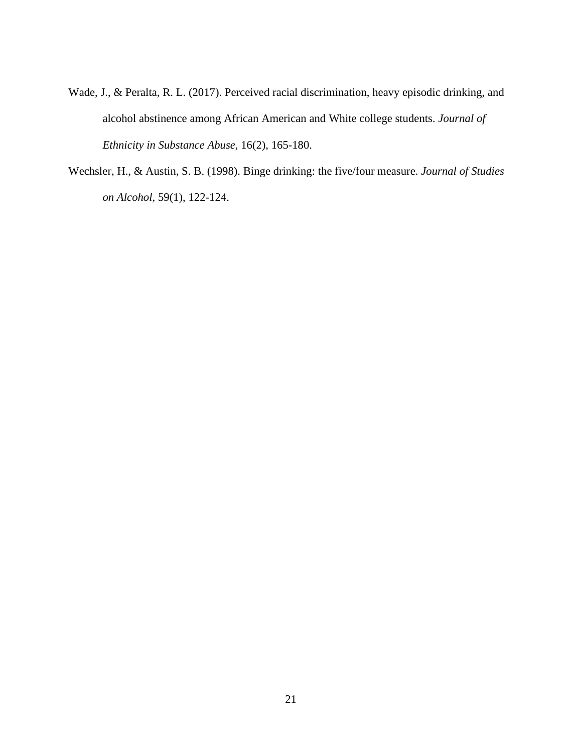Wade, J., & Peralta, R. L. (2017). Perceived racial discrimination, heavy episodic drinking, and alcohol abstinence among African American and White college students. *Journal of Ethnicity in Substance Abuse*, 16(2), 165-180.

Wechsler, H., & Austin, S. B. (1998). Binge drinking: the five/four measure. *Journal of Studies on Alcohol*, 59(1), 122-124.